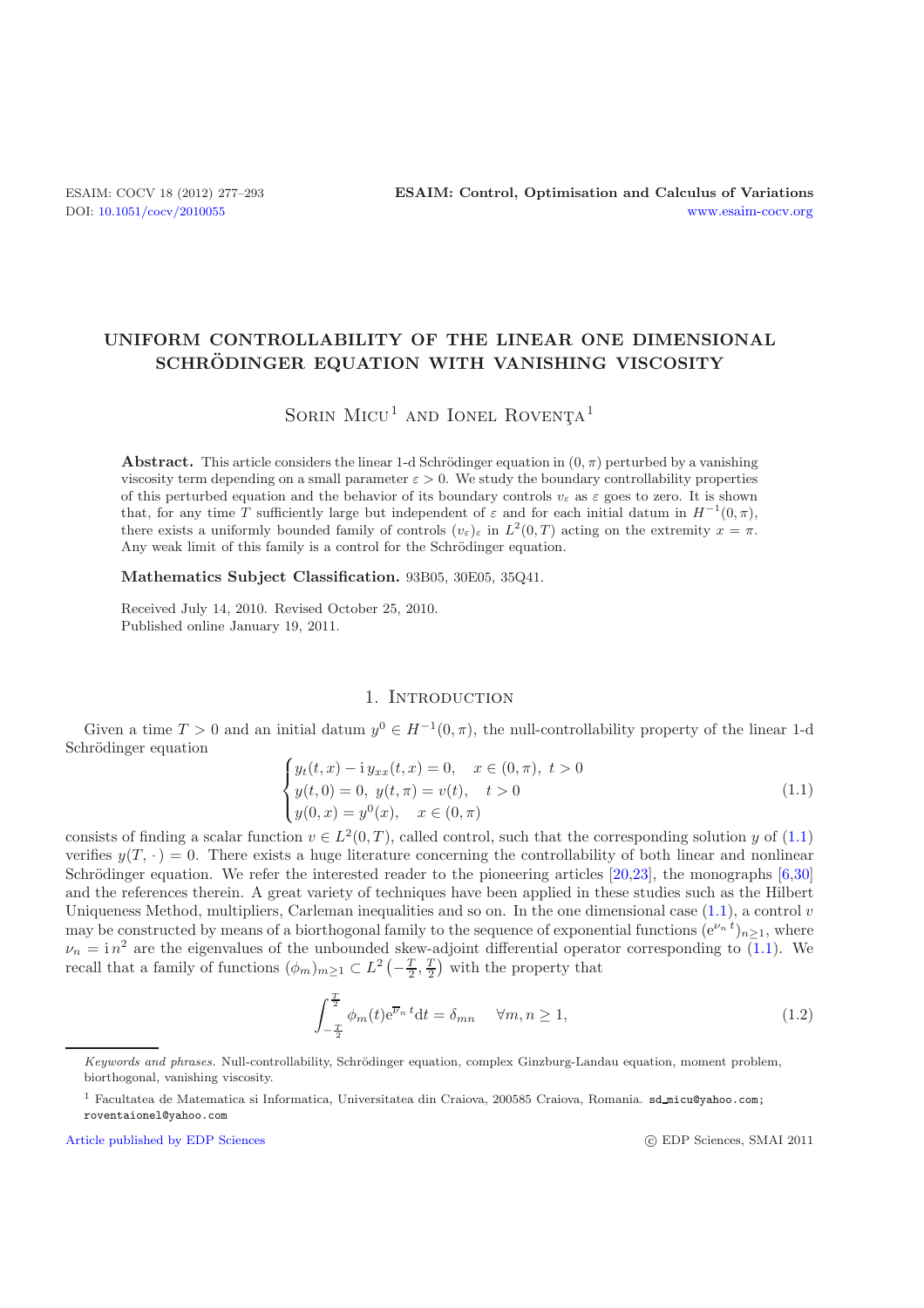# UNIFORM CONTROLLABILITY OF THE LINEAR ONE DIMENSIONAL SCHRÖDINGER EQUATION WITH VANISHING VISCOSITY

Sorin Micu[1] and Ionel Rovenţa[1]

**Abstract.** This article considers the linear 1-d Schrödinger equation in $(0, \pi)$ perturbed by a vanishing viscosity term depending on a small parameter $\varepsilon > 0$. We study the boundary controllability properties of this perturbed equation and the behavior of its boundary controls $v_\varepsilon$ as $\varepsilon$ goes to zero. It is shown that, for any time $T$ sufficiently large but independent of $\varepsilon$ and for each initial datum in $H^{-1}(0, \pi)$, there exists a uniformly bounded family of controls $(v_\varepsilon)_\varepsilon$ in $L^2(0, T)$ acting on the extremity $x = \pi$. Any weak limit of this family is a control for the Schrödinger equation.

**Mathematics Subject Classification.** 93B05, 30E05, 35Q41.

Received July 14, 2010. Revised October 25, 2010.
Published online January 19, 2011.

## 1. Introduction

Given a time $T > 0$ and an initial datum $y^0 \in H^{-1}(0, \pi)$, the null-controllability property of the linear 1-d Schrödinger equation

$$
\begin{cases}
y_t(t,x) - \mathrm{i}\, y_{xx}(t,x) = 0, & x \in (0,\pi),\ t > 0 \\
y(t,0) = 0,\ y(t,\pi) = v(t), & t > 0 \\
y(0,x) = y^0(x), & x \in (0,\pi)
\end{cases}
\tag{1.1}
$$

consists of finding a scalar function $v \in L^2(0,T)$, called control, such that the corresponding solution $y$ of (1.1) verifies $y(T, \cdot) = 0$. There exists a huge literature concerning the controllability of both linear and nonlinear Schrödinger equation. We refer the interested reader to the pioneering articles [20,23], the monographs [6,30] and the references therein. A great variety of techniques have been applied in these studies such as the Hilbert Uniqueness Method, multipliers, Carleman inequalities and so on. In the one dimensional case (1.1), a control $v$ may be constructed by means of a biorthogonal family to the sequence of exponential functions $(\mathrm{e}^{\nu_n t})_{n \geq 1}$, where $\nu_n = \mathrm{i}\, n^2$ are the eigenvalues of the unbounded skew-adjoint differential operator corresponding to (1.1). We recall that a family of functions $(\phi_m)_{m \geq 1} \subset L^2\left(-\frac{T}{2}, \frac{T}{2}\right)$ with the property that

$$
\int_{-\frac{T}{2}}^{\frac{T}{2}} \phi_m(t) \mathrm{e}^{\overline{\nu}_n t} \mathrm{d}t = \delta_{mn} \quad \forall m, n \geq 1,
\tag{1.2}
$$

---

*Keywords and phrases.* Null-controllability, Schrödinger equation, complex Ginzburg-Landau equation, moment problem, biorthogonal, vanishing viscosity.

[1] Facultatea de Matematica si Informatica, Universitatea din Craiova, 200585 Craiova, Romania. sd_micu@yahoo.com; roventaionel@yahoo.com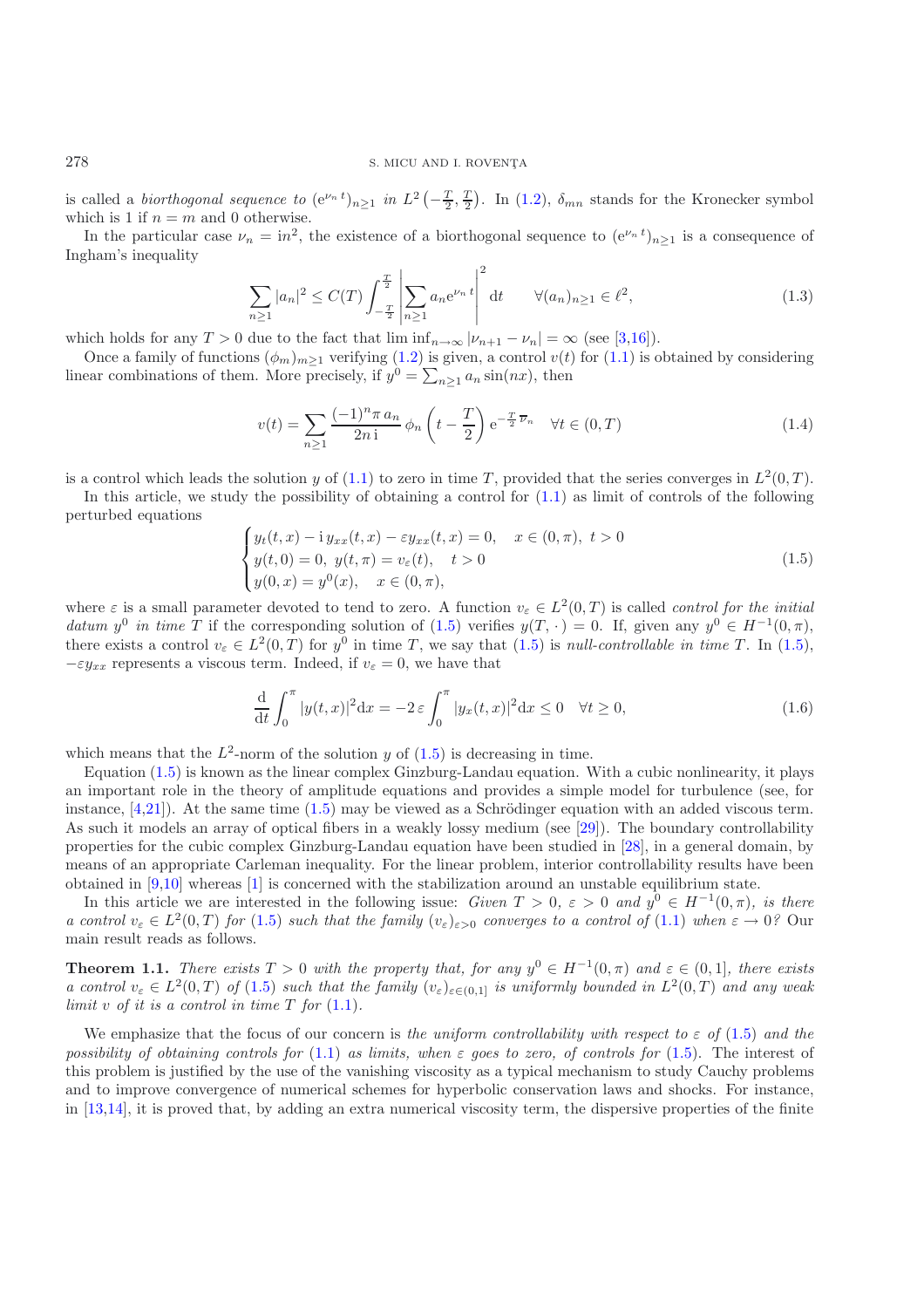is called a *biorthogonal sequence to* $(\mathrm{e}^{\nu_n t})_{n\geq 1}$ *in* $L^2\left(-\frac{T}{2},\frac{T}{2}\right)$. In (1.2), $\delta_{mn}$ stands for the Kronecker symbol which is 1 if $n=m$ and 0 otherwise.

In the particular case $\nu_n = \mathrm{i}n^2$, the existence of a biorthogonal sequence to $(\mathrm{e}^{\nu_n t})_{n\geq 1}$ is a consequence of Ingham's inequality

$$\sum_{n\geq 1}|a_n|^2 \leq C(T)\int_{-\frac{T}{2}}^{\frac{T}{2}}\left|\sum_{n\geq 1} a_n \mathrm{e}^{\nu_n t}\right|^2 \mathrm{d}t \qquad \forall (a_n)_{n\geq 1}\in \ell^2, \tag{1.3}$$

which holds for any $T>0$ due to the fact that $\lim\inf_{n\to\infty}|\nu_{n+1}-\nu_n| = \infty$ (see [3,16]).

Once a family of functions $(\phi_m)_{m\geq 1}$ verifying (1.2) is given, a control $v(t)$ for (1.1) is obtained by considering linear combinations of them. More precisely, if $y^0 = \sum_{n\geq 1} a_n \sin(nx)$, then

$$v(t) = \sum_{n\geq 1}\frac{(-1)^n \pi\, a_n}{2n\,\mathrm{i}}\,\phi_n\left(t-\frac{T}{2}\right)\mathrm{e}^{-\frac{T}{2}\overline{\nu}_n} \quad \forall t\in(0,T) \tag{1.4}$$

is a control which leads the solution $y$ of (1.1) to zero in time $T$, provided that the series converges in $L^2(0,T)$.

In this article, we study the possibility of obtaining a control for (1.1) as limit of controls of the following perturbed equations

$$\begin{cases} y_t(t,x) - \mathrm{i}\, y_{xx}(t,x) - \varepsilon y_{xx}(t,x) = 0, & x\in(0,\pi),\ t>0\\ y(t,0)=0,\ y(t,\pi)=v_\varepsilon(t), & t>0\\ y(0,x)=y^0(x), & x\in(0,\pi), \end{cases} \tag{1.5}$$

where $\varepsilon$ is a small parameter devoted to tend to zero. A function $v_\varepsilon \in L^2(0,T)$ is called *control for the initial datum* $y^0$ *in time* $T$ if the corresponding solution of (1.5) verifies $y(T,\cdot)=0$. If, given any $y^0\in H^{-1}(0,\pi)$, there exists a control $v_\varepsilon\in L^2(0,T)$ for $y^0$ in time $T$, we say that (1.5) is *null-controllable in time* $T$. In (1.5), $-\varepsilon y_{xx}$ represents a viscous term. Indeed, if $v_\varepsilon = 0$, we have that

$$\frac{\mathrm{d}}{\mathrm{d}t}\int_0^\pi |y(t,x)|^2 \mathrm{d}x = -2\,\varepsilon\int_0^\pi |y_x(t,x)|^2\mathrm{d}x \leq 0 \quad \forall t\geq 0, \tag{1.6}$$

which means that the $L^2$-norm of the solution $y$ of (1.5) is decreasing in time.

Equation (1.5) is known as the linear complex Ginzburg-Landau equation. With a cubic nonlinearity, it plays an important role in the theory of amplitude equations and provides a simple model for turbulence (see, for instance, [4,21]). At the same time (1.5) may be viewed as a Schrödinger equation with an added viscous term. As such it models an array of optical fibers in a weakly lossy medium (see [29]). The boundary controllability properties for the cubic complex Ginzburg-Landau equation have been studied in [28], in a general domain, by means of an appropriate Carleman inequality. For the linear problem, interior controllability results have been obtained in [9,10] whereas [1] is concerned with the stabilization around an unstable equilibrium state.

In this article we are interested in the following issue: *Given* $T>0$, $\varepsilon>0$ *and* $y^0\in H^{-1}(0,\pi)$, *is there a control* $v_\varepsilon\in L^2(0,T)$ *for* (1.5) *such that the family* $(v_\varepsilon)_{\varepsilon>0}$ *converges to a control of* (1.1) *when* $\varepsilon\to 0$? Our main result reads as follows.

**Theorem 1.1.** *There exists* $T>0$ *with the property that, for any* $y^0\in H^{-1}(0,\pi)$ *and* $\varepsilon\in(0,1]$, *there exists a control* $v_\varepsilon\in L^2(0,T)$ *of* (1.5) *such that the family* $(v_\varepsilon)_{\varepsilon\in(0,1]}$ *is uniformly bounded in* $L^2(0,T)$ *and any weak limit* $v$ *of it is a control in time* $T$ *for* (1.1).

We emphasize that the focus of our concern is *the uniform controllability with respect to* $\varepsilon$ *of* (1.5) *and the possibility of obtaining controls for* (1.1) *as limits, when* $\varepsilon$ *goes to zero, of controls for* (1.5). The interest of this problem is justified by the use of the vanishing viscosity as a typical mechanism to study Cauchy problems and to improve convergence of numerical schemes for hyperbolic conservation laws and shocks. For instance, in [13,14], it is proved that, by adding an extra numerical viscosity term, the dispersive properties of the finite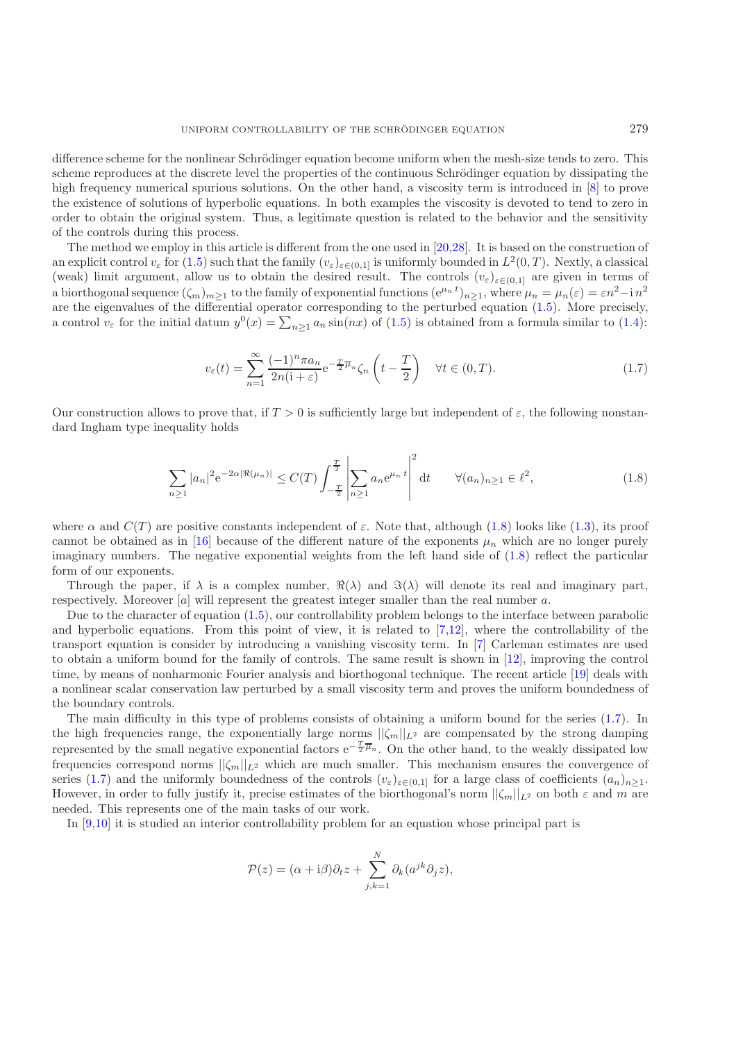difference scheme for the nonlinear Schrödinger equation become uniform when the mesh-size tends to zero. This scheme reproduces at the discrete level the properties of the continuous Schrödinger equation by dissipating the high frequency numerical spurious solutions. On the other hand, a viscosity term is introduced in [8] to prove the existence of solutions of hyperbolic equations. In both examples the viscosity is devoted to tend to zero in order to obtain the original system. Thus, a legitimate question is related to the behavior and the sensitivity of the controls during this process.

The method we employ in this article is different from the one used in [20,28]. It is based on the construction of an explicit control $v_\varepsilon$ for (1.5) such that the family $(v_\varepsilon)_{\varepsilon\in(0,1]}$ is uniformly bounded in $L^2(0,T)$. Nextly, a classical (weak) limit argument, allow us to obtain the desired result. The controls $(v_\varepsilon)_{\varepsilon\in(0,1]}$ are given in terms of a biorthogonal sequence $(\zeta_m)_{m\geq 1}$ to the family of exponential functions $(\mathrm{e}^{\mu_n t})_{n\geq 1}$, where $\mu_n = \mu_n(\varepsilon) = \varepsilon n^2 - \mathrm{i}\, n^2$ are the eigenvalues of the differential operator corresponding to the perturbed equation (1.5). More precisely, a control $v_\varepsilon$ for the initial datum $y^0(x) = \sum_{n\geq 1} a_n \sin(nx)$ of (1.5) is obtained from a formula similar to (1.4):

$$v_\varepsilon(t) = \sum_{n=1}^{\infty} \frac{(-1)^n \pi a_n}{2n(\mathrm{i}+\varepsilon)} \mathrm{e}^{-\frac{T}{2}\overline{\mu}_n} \zeta_n\left(t - \frac{T}{2}\right) \quad \forall t \in (0,T). \tag{1.7}$$

Our construction allows to prove that, if $T > 0$ is sufficiently large but independent of $\varepsilon$, the following nonstandard Ingham type inequality holds

$$\sum_{n\geq 1} |a_n|^2 \mathrm{e}^{-2\alpha|\Re(\mu_n)|} \leq C(T) \int_{-\frac{T}{2}}^{\frac{T}{2}} \left| \sum_{n\geq 1} a_n \mathrm{e}^{\mu_n t} \right|^2 \mathrm{d}t \qquad \forall (a_n)_{n\geq 1} \in \ell^2, \tag{1.8}$$

where $\alpha$ and $C(T)$ are positive constants independent of $\varepsilon$. Note that, although (1.8) looks like (1.3), its proof cannot be obtained as in [16] because of the different nature of the exponents $\mu_n$ which are no longer purely imaginary numbers. The negative exponential weights from the left hand side of (1.8) reflect the particular form of our exponents.

Through the paper, if $\lambda$ is a complex number, $\Re(\lambda)$ and $\Im(\lambda)$ will denote its real and imaginary part, respectively. Moreover $[a]$ will represent the greatest integer smaller than the real number $a$.

Due to the character of equation (1.5), our controllability problem belongs to the interface between parabolic and hyperbolic equations. From this point of view, it is related to [7,12], where the controllability of the transport equation is consider by introducing a vanishing viscosity term. In [7] Carleman estimates are used to obtain a uniform bound for the family of controls. The same result is shown in [12], improving the control time, by means of nonharmonic Fourier analysis and biorthogonal technique. The recent article [19] deals with a nonlinear scalar conservation law perturbed by a small viscosity term and proves the uniform boundedness of the boundary controls.

The main difficulty in this type of problems consists of obtaining a uniform bound for the series (1.7). In the high frequencies range, the exponentially large norms $||\zeta_m||_{L^2}$ are compensated by the strong damping represented by the small negative exponential factors $\mathrm{e}^{-\frac{T}{2}\overline{\mu}_n}$. On the other hand, to the weakly dissipated low frequencies correspond norms $||\zeta_m||_{L^2}$ which are much smaller. This mechanism ensures the convergence of series (1.7) and the uniformly boundedness of the controls $(v_\varepsilon)_{\varepsilon\in(0,1]}$ for a large class of coefficients $(a_n)_{n\geq 1}$. However, in order to fully justify it, precise estimates of the biorthogonal's norm $||\zeta_m||_{L^2}$ on both $\varepsilon$ and $m$ are needed. This represents one of the main tasks of our work.

In [9,10] it is studied an interior controllability problem for an equation whose principal part is

$$\mathcal{P}(z) = (\alpha + \mathrm{i}\beta)\partial_t z + \sum_{j,k=1}^{N} \partial_k (a^{jk} \partial_j z),$$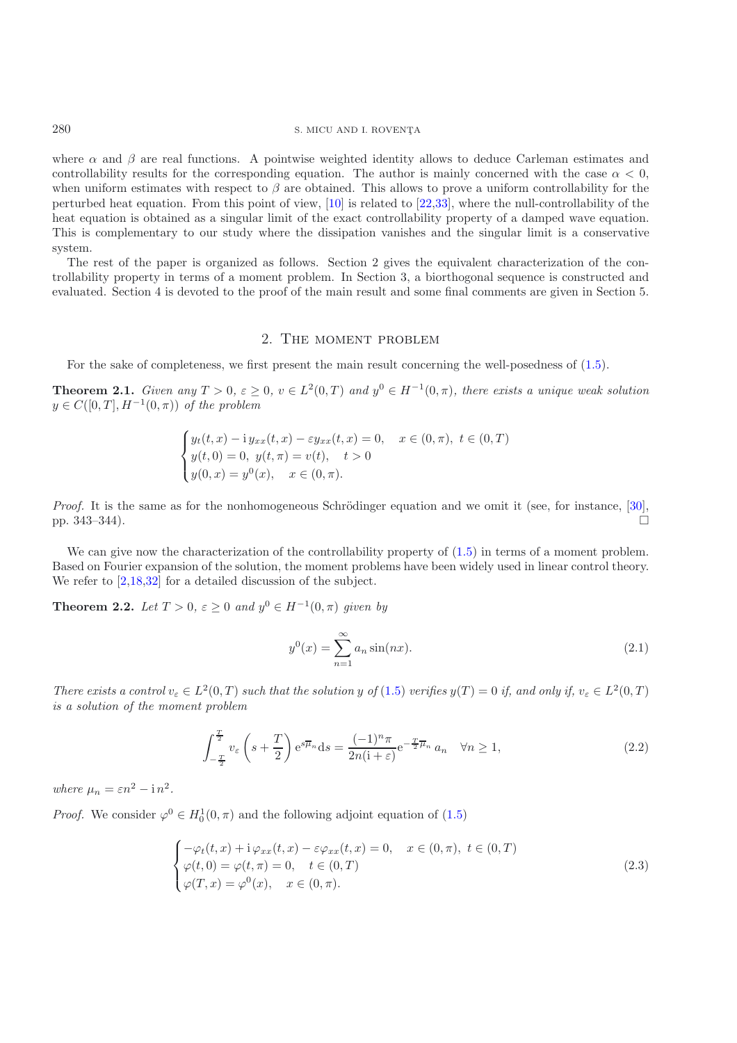where $\alpha$ and $\beta$ are real functions. A pointwise weighted identity allows to deduce Carleman estimates and controllability results for the corresponding equation. The author is mainly concerned with the case $\alpha < 0$, when uniform estimates with respect to $\beta$ are obtained. This allows to prove a uniform controllability for the perturbed heat equation. From this point of view, [10] is related to [22,33], where the null-controllability of the heat equation is obtained as a singular limit of the exact controllability property of a damped wave equation. This is complementary to our study where the dissipation vanishes and the singular limit is a conservative system.

The rest of the paper is organized as follows. Section 2 gives the equivalent characterization of the controllability property in terms of a moment problem. In Section 3, a biorthogonal sequence is constructed and evaluated. Section 4 is devoted to the proof of the main result and some final comments are given in Section 5.

## 2. The moment problem

For the sake of completeness, we first present the main result concerning the well-posedness of (1.5).

**Theorem 2.1.** *Given any $T > 0$, $\varepsilon \geq 0$, $v \in L^2(0,T)$ and $y^0 \in H^{-1}(0,\pi)$, there exists a unique weak solution $y \in C([0,T], H^{-1}(0,\pi))$ of the problem*

$$\begin{cases} y_t(t,x) - \mathrm{i}\, y_{xx}(t,x) - \varepsilon y_{xx}(t,x) = 0, & x \in (0,\pi),\ t \in (0,T) \\ y(t,0) = 0,\ y(t,\pi) = v(t), & t > 0 \\ y(0,x) = y^0(x), & x \in (0,\pi). \end{cases}$$

*Proof.* It is the same as for the nonhomogeneous Schrödinger equation and we omit it (see, for instance, [30], pp. 343–344). $\square$

We can give now the characterization of the controllability property of (1.5) in terms of a moment problem. Based on Fourier expansion of the solution, the moment problems have been widely used in linear control theory. We refer to [2,18,32] for a detailed discussion of the subject.

**Theorem 2.2.** *Let $T > 0$, $\varepsilon \geq 0$ and $y^0 \in H^{-1}(0,\pi)$ given by*

$$y^0(x) = \sum_{n=1}^{\infty} a_n \sin(nx). \tag{2.1}$$

*There exists a control $v_\varepsilon \in L^2(0,T)$ such that the solution $y$ of (1.5) verifies $y(T) = 0$ if, and only if, $v_\varepsilon \in L^2(0,T)$ is a solution of the moment problem*

$$\int_{-\frac{T}{2}}^{\frac{T}{2}} v_\varepsilon\left(s + \frac{T}{2}\right) \mathrm{e}^{s\overline{\mu}_n} \mathrm{d}s = \frac{(-1)^n \pi}{2n(\mathrm{i} + \varepsilon)} \mathrm{e}^{-\frac{T}{2}\overline{\mu}_n}\, a_n \quad \forall n \geq 1, \tag{2.2}$$

*where $\mu_n = \varepsilon n^2 - \mathrm{i}\, n^2$.*

*Proof.* We consider $\varphi^0 \in H_0^1(0,\pi)$ and the following adjoint equation of (1.5)

$$\begin{cases} -\varphi_t(t,x) + \mathrm{i}\, \varphi_{xx}(t,x) - \varepsilon \varphi_{xx}(t,x) = 0, & x \in (0,\pi),\ t \in (0,T) \\ \varphi(t,0) = \varphi(t,\pi) = 0, & t \in (0,T) \\ \varphi(T,x) = \varphi^0(x), & x \in (0,\pi). \end{cases} \tag{2.3}$$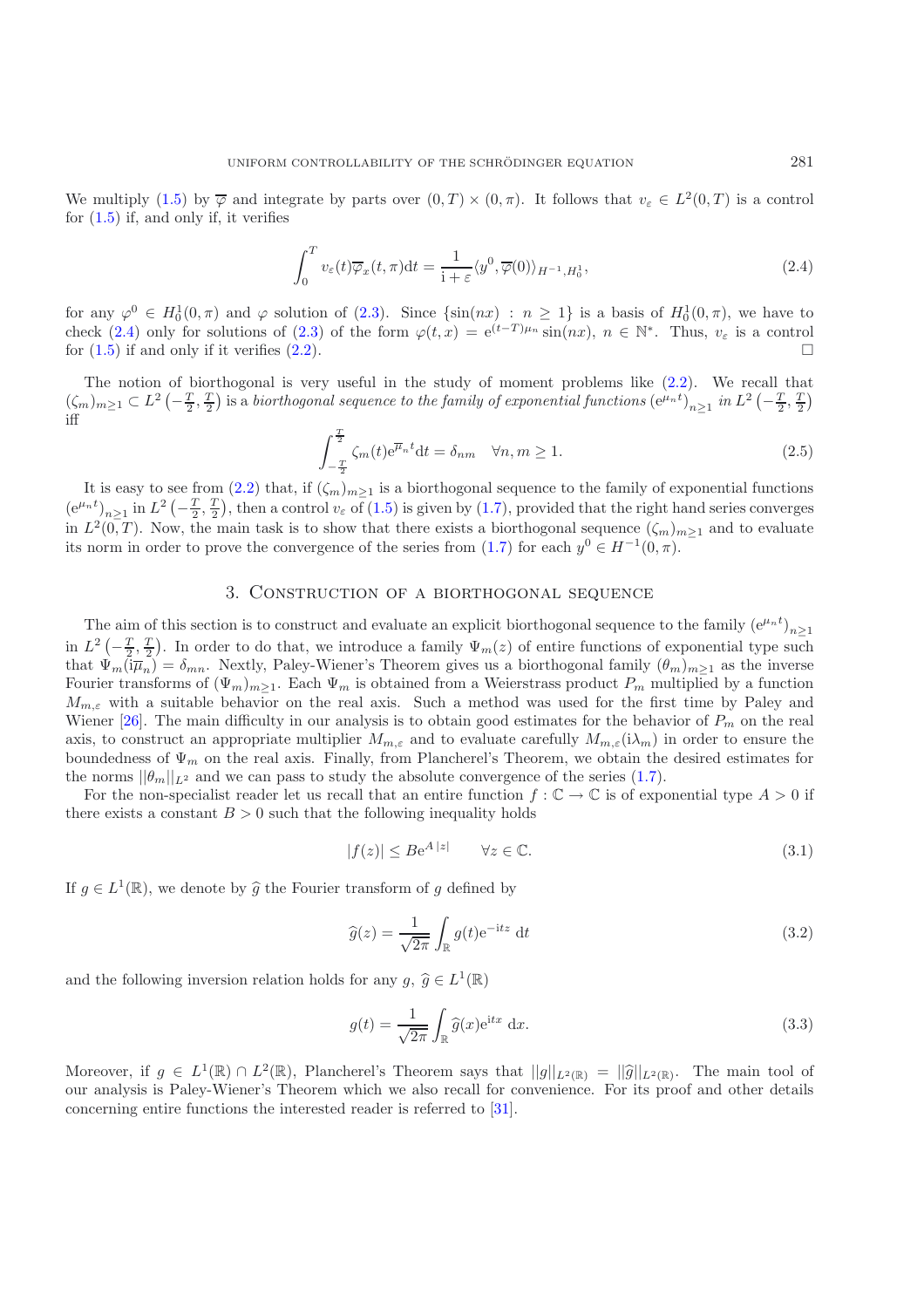We multiply (1.5) by $\overline{\varphi}$ and integrate by parts over $(0,T)\times(0,\pi)$. It follows that $v_\varepsilon \in L^2(0,T)$ is a control for (1.5) if, and only if, it verifies

$$\int_0^T v_\varepsilon(t)\overline{\varphi}_x(t,\pi)\mathrm{d}t = \frac{1}{\mathrm{i}+\varepsilon}\langle y^0, \overline{\varphi}(0)\rangle_{H^{-1},H_0^1}, \tag{2.4}$$

for any $\varphi^0 \in H_0^1(0,\pi)$ and $\varphi$ solution of (2.3). Since $\{\sin(nx) : n \geq 1\}$ is a basis of $H_0^1(0,\pi)$, we have to check (2.4) only for solutions of (2.3) of the form $\varphi(t,x) = \mathrm{e}^{(t-T)\mu_n}\sin(nx)$, $n \in \mathbb{N}^*$. Thus, $v_\varepsilon$ is a control for (1.5) if and only if it verifies (2.2). $\square$

The notion of biorthogonal is very useful in the study of moment problems like (2.2). We recall that $(\zeta_m)_{m\geq 1} \subset L^2\left(-\frac{T}{2},\frac{T}{2}\right)$ is a *biorthogonal sequence to the family of exponential functions* $(\mathrm{e}^{\mu_n t})_{n\geq 1}$ *in* $L^2\left(-\frac{T}{2},\frac{T}{2}\right)$ iff

$$\int_{-\frac{T}{2}}^{\frac{T}{2}} \zeta_m(t)\mathrm{e}^{\overline{\mu}_n t}\mathrm{d}t = \delta_{nm} \quad \forall n,m \geq 1. \tag{2.5}$$

It is easy to see from (2.2) that, if $(\zeta_m)_{m\geq 1}$ is a biorthogonal sequence to the family of exponential functions $(\mathrm{e}^{\mu_n t})_{n\geq 1}$ in $L^2\left(-\frac{T}{2},\frac{T}{2}\right)$, then a control $v_\varepsilon$ of (1.5) is given by (1.7), provided that the right hand series converges in $L^2(0,T)$. Now, the main task is to show that there exists a biorthogonal sequence $(\zeta_m)_{m\geq 1}$ and to evaluate its norm in order to prove the convergence of the series from (1.7) for each $y^0 \in H^{-1}(0,\pi)$.

## 3. Construction of a biorthogonal sequence

The aim of this section is to construct and evaluate an explicit biorthogonal sequence to the family $(\mathrm{e}^{\mu_n t})_{n\geq 1}$ in $L^2\left(-\frac{T}{2},\frac{T}{2}\right)$. In order to do that, we introduce a family $\Psi_m(z)$ of entire functions of exponential type such that $\Psi_m(\mathrm{i}\overline{\mu}_n) = \delta_{mn}$. Nextly, Paley-Wiener's Theorem gives us a biorthogonal family $(\theta_m)_{m\geq 1}$ as the inverse Fourier transforms of $(\Psi_m)_{m\geq 1}$. Each $\Psi_m$ is obtained from a Weierstrass product $P_m$ multiplied by a function $M_{m,\varepsilon}$ with a suitable behavior on the real axis. Such a method was used for the first time by Paley and Wiener [26]. The main difficulty in our analysis is to obtain good estimates for the behavior of $P_m$ on the real axis, to construct an appropriate multiplier $M_{m,\varepsilon}$ and to evaluate carefully $M_{m,\varepsilon}(\mathrm{i}\lambda_m)$ in order to ensure the boundedness of $\Psi_m$ on the real axis. Finally, from Plancherel's Theorem, we obtain the desired estimates for the norms $||\theta_m||_{L^2}$ and we can pass to study the absolute convergence of the series (1.7).

For the non-specialist reader let us recall that an entire function $f : \mathbb{C} \to \mathbb{C}$ is of exponential type $A > 0$ if there exists a constant $B > 0$ such that the following inequality holds

$$|f(z)| \leq B\mathrm{e}^{A\,|z|} \qquad \forall z \in \mathbb{C}. \tag{3.1}$$

If $g \in L^1(\mathbb{R})$, we denote by $\widehat{g}$ the Fourier transform of $g$ defined by

$$\widehat{g}(z) = \frac{1}{\sqrt{2\pi}}\int_{\mathbb{R}} g(t)\mathrm{e}^{-\mathrm{i}tz}\,\mathrm{d}t \tag{3.2}$$

and the following inversion relation holds for any $g$, $\widehat{g} \in L^1(\mathbb{R})$

$$g(t) = \frac{1}{\sqrt{2\pi}}\int_{\mathbb{R}} \widehat{g}(x)\mathrm{e}^{\mathrm{i}tx}\,\mathrm{d}x. \tag{3.3}$$

Moreover, if $g \in L^1(\mathbb{R}) \cap L^2(\mathbb{R})$, Plancherel's Theorem says that $||g||_{L^2(\mathbb{R})} = ||\widehat{g}||_{L^2(\mathbb{R})}$. The main tool of our analysis is Paley-Wiener's Theorem which we also recall for convenience. For its proof and other details concerning entire functions the interested reader is referred to [31].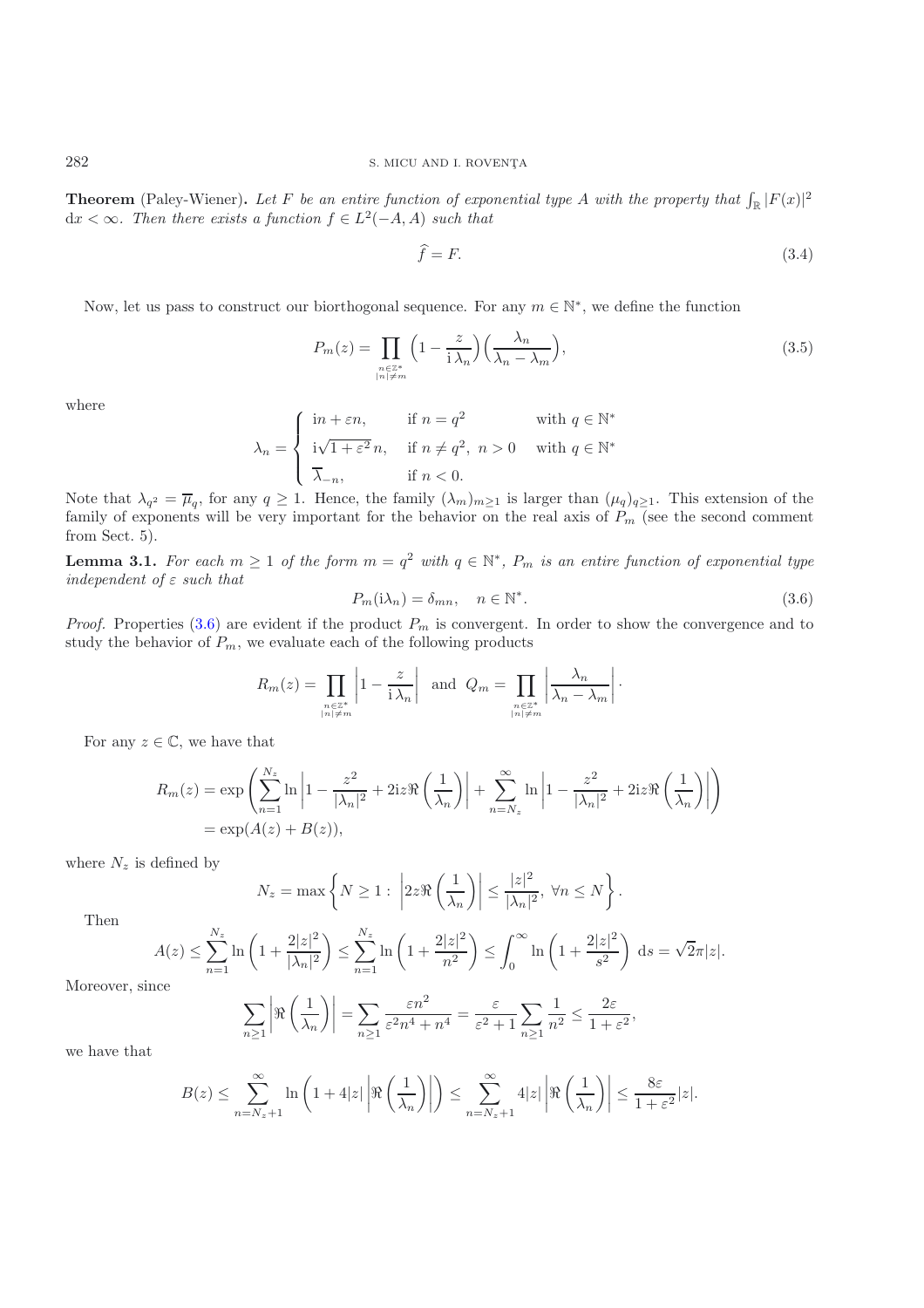**Theorem** (Paley-Wiener)**.** *Let $F$ be an entire function of exponential type $A$ with the property that $\int_{\mathbb{R}} |F(x)|^2 \, \mathrm{d}x < \infty$. Then there exists a function $f \in L^2(-A, A)$ such that*

$$\widehat{f} = F. \tag{3.4}$$

Now, let us pass to construct our biorthogonal sequence. For any $m \in \mathbb{N}^*$, we define the function

$$P_m(z) = \prod_{\substack{n \in \mathbb{Z}^* \\ |n| \neq m}} \left(1 - \frac{z}{\mathrm{i}\,\lambda_n}\right)\left(\frac{\lambda_n}{\lambda_n - \lambda_m}\right), \tag{3.5}$$

where

$$\lambda_n = \begin{cases} \mathrm{i}n + \varepsilon n, & \text{if } n = q^2 \quad \text{with } q \in \mathbb{N}^* \\ \mathrm{i}\sqrt{1+\varepsilon^2}\, n, & \text{if } n \neq q^2,\ n > 0 \quad \text{with } q \in \mathbb{N}^* \\ \overline{\lambda}_{-n}, & \text{if } n < 0. \end{cases}$$

Note that $\lambda_{q^2} = \overline{\mu}_q$, for any $q \geq 1$. Hence, the family $(\lambda_m)_{m \geq 1}$ is larger than $(\mu_q)_{q \geq 1}$. This extension of the family of exponents will be very important for the behavior on the real axis of $P_m$ (see the second comment from Sect. 5).

**Lemma 3.1.** *For each $m \geq 1$ of the form $m = q^2$ with $q \in \mathbb{N}^*$, $P_m$ is an entire function of exponential type independent of $\varepsilon$ such that*

$$P_m(\mathrm{i}\lambda_n) = \delta_{mn}, \quad n \in \mathbb{N}^*. \tag{3.6}$$

*Proof.* Properties (3.6) are evident if the product $P_m$ is convergent. In order to show the convergence and to study the behavior of $P_m$, we evaluate each of the following products

$$R_m(z) = \prod_{\substack{n \in \mathbb{Z}^* \\ |n| \neq m}} \left|1 - \frac{z}{\mathrm{i}\,\lambda_n}\right| \quad \text{and} \quad Q_m = \prod_{\substack{n \in \mathbb{Z}^* \\ |n| \neq m}} \left|\frac{\lambda_n}{\lambda_n - \lambda_m}\right| \cdot$$

For any $z \in \mathbb{C}$, we have that

$$\begin{aligned} R_m(z) &= \exp\left(\sum_{n=1}^{N_z} \ln\left|1 - \frac{z^2}{|\lambda_n|^2} + 2\mathrm{i}z\Re\left(\frac{1}{\lambda_n}\right)\right| + \sum_{n=N_z}^{\infty} \ln\left|1 - \frac{z^2}{|\lambda_n|^2} + 2\mathrm{i}z\Re\left(\frac{1}{\lambda_n}\right)\right|\right) \\ &= \exp(A(z) + B(z)), \end{aligned}$$

where $N_z$ is defined by

$$N_z = \max\left\{N \geq 1 : \left|2z\Re\left(\frac{1}{\lambda_n}\right)\right| \leq \frac{|z|^2}{|\lambda_n|^2},\ \forall n \leq N\right\}.$$

Then

$$A(z) \leq \sum_{n=1}^{N_z} \ln\left(1 + \frac{2|z|^2}{|\lambda_n|^2}\right) \leq \sum_{n=1}^{N_z} \ln\left(1 + \frac{2|z|^2}{n^2}\right) \leq \int_0^{\infty} \ln\left(1 + \frac{2|z|^2}{s^2}\right) \mathrm{d}s = \sqrt{2}\pi|z|.$$

Moreover, since

$$\sum_{n \geq 1} \left|\Re\left(\frac{1}{\lambda_n}\right)\right| = \sum_{n \geq 1} \frac{\varepsilon n^2}{\varepsilon^2 n^4 + n^4} = \frac{\varepsilon}{\varepsilon^2 + 1} \sum_{n \geq 1} \frac{1}{n^2} \leq \frac{2\varepsilon}{1 + \varepsilon^2},$$

we have that

$$B(z) \leq \sum_{n=N_z+1}^{\infty} \ln\left(1 + 4|z|\left|\Re\left(\frac{1}{\lambda_n}\right)\right|\right) \leq \sum_{n=N_z+1}^{\infty} 4|z|\left|\Re\left(\frac{1}{\lambda_n}\right)\right| \leq \frac{8\varepsilon}{1 + \varepsilon^2}|z|.$$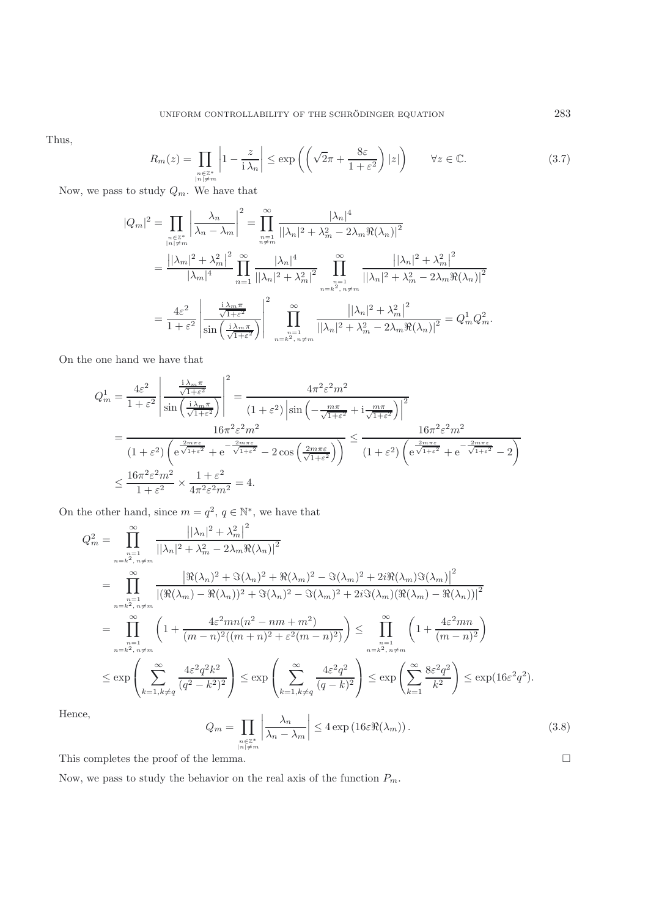Thus,

$$R_m(z) = \prod_{\substack{n\in\mathbb{Z}^* \\ |n|\neq m}} \left|1 - \frac{z}{\mathrm{i}\,\lambda_n}\right| \leq \exp\left(\left(\sqrt{2}\pi + \frac{8\varepsilon}{1+\varepsilon^2}\right)|z|\right) \qquad \forall z \in \mathbb{C}. \tag{3.7}$$

Now, we pass to study $Q_m$. We have that

$$\begin{aligned}
|Q_m|^2 &= \prod_{\substack{n\in\mathbb{Z}^* \\ |n|\neq m}} \left|\frac{\lambda_n}{\lambda_n - \lambda_m}\right|^2 = \prod_{\substack{n=1 \\ n\neq m}}^{\infty} \frac{|\lambda_n|^4}{\left||\lambda_n|^2 + \lambda_m^2 - 2\lambda_m \Re(\lambda_n)\right|^2} \\
&= \frac{\left||\lambda_m|^2 + \lambda_m^2\right|^2}{|\lambda_m|^4} \prod_{n=1}^{\infty} \frac{|\lambda_n|^4}{\left||\lambda_n|^2 + \lambda_m^2\right|^2} \prod_{\substack{n=1 \\ n=k^2,\, n\neq m}}^{\infty} \frac{\left||\lambda_n|^2 + \lambda_m^2\right|^2}{\left||\lambda_n|^2 + \lambda_m^2 - 2\lambda_m\Re(\lambda_n)\right|^2} \\
&= \frac{4\varepsilon^2}{1+\varepsilon^2}\left|\frac{\frac{\mathrm{i}\,\lambda_m \pi}{\sqrt{1+\varepsilon^2}}}{\sin\left(\frac{\mathrm{i}\,\lambda_m\pi}{\sqrt{1+\varepsilon^2}}\right)}\right|^2 \prod_{\substack{n=1 \\ n=k^2,\, n\neq m}}^{\infty} \frac{\left||\lambda_n|^2 + \lambda_m^2\right|^2}{\left||\lambda_n|^2 + \lambda_m^2 - 2\lambda_m\Re(\lambda_n)\right|^2} = Q_m^1 Q_m^2.
\end{aligned}$$

On the one hand we have that

$$\begin{aligned}
Q_m^1 &= \frac{4\varepsilon^2}{1+\varepsilon^2}\left|\frac{\frac{\mathrm{i}\,\lambda_m \pi}{\sqrt{1+\varepsilon^2}}}{\sin\left(\frac{\mathrm{i}\,\lambda_m\pi}{\sqrt{1+\varepsilon^2}}\right)}\right|^2 = \frac{4\pi^2\varepsilon^2 m^2}{(1+\varepsilon^2)\left|\sin\left(-\frac{m\pi}{\sqrt{1+\varepsilon^2}} + \mathrm{i}\frac{m\pi}{\sqrt{1+\varepsilon^2}}\right)\right|^2} \\
&= \frac{16\pi^2\varepsilon^2 m^2}{(1+\varepsilon^2)\left(\mathrm{e}^{\frac{2m\pi\varepsilon}{\sqrt{1+\varepsilon^2}}} + \mathrm{e}^{-\frac{2m\pi\varepsilon}{\sqrt{1+\varepsilon^2}}} - 2\cos\left(\frac{2m\pi\varepsilon}{\sqrt{1+\varepsilon^2}}\right)\right)} \leq \frac{16\pi^2\varepsilon^2 m^2}{(1+\varepsilon^2)\left(\mathrm{e}^{\frac{2m\pi\varepsilon}{\sqrt{1+\varepsilon^2}}} + \mathrm{e}^{-\frac{2m\pi\varepsilon}{\sqrt{1+\varepsilon^2}}} - 2\right)} \\
&\leq \frac{16\pi^2\varepsilon^2 m^2}{1+\varepsilon^2} \times \frac{1+\varepsilon^2}{4\pi^2\varepsilon^2 m^2} = 4.
\end{aligned}$$

On the other hand, since $m = q^2$, $q \in \mathbb{N}^*$, we have that

$$\begin{aligned}
Q_m^2 &= \prod_{\substack{n=1 \\ n=k^2,\, n\neq m}}^{\infty} \frac{\left||\lambda_n|^2 + \lambda_m^2\right|^2}{\left||\lambda_n|^2 + \lambda_m^2 - 2\lambda_m\Re(\lambda_n)\right|^2} \\
&= \prod_{\substack{n=1 \\ n=k^2,\, n\neq m}}^{\infty} \frac{\left|\Re(\lambda_n)^2 + \Im(\lambda_n)^2 + \Re(\lambda_m)^2 - \Im(\lambda_m)^2 + 2i\Re(\lambda_m)\Im(\lambda_m)\right|^2}{\left|(\Re(\lambda_m) - \Re(\lambda_n))^2 + \Im(\lambda_n)^2 - \Im(\lambda_m)^2 + 2i\Im(\lambda_m)(\Re(\lambda_m) - \Re(\lambda_n))\right|^2} \\
&= \prod_{\substack{n=1 \\ n=k^2,\, n\neq m}}^{\infty} \left(1 + \frac{4\varepsilon^2 mn(n^2 - nm + m^2)}{(m-n)^2((m+n)^2 + \varepsilon^2(m-n)^2)}\right) \leq \prod_{\substack{n=1 \\ n=k^2,\, n\neq m}}^{\infty} \left(1 + \frac{4\varepsilon^2 mn}{(m-n)^2}\right) \\
&\leq \exp\left(\sum_{k=1, k\neq q}^{\infty} \frac{4\varepsilon^2 q^2 k^2}{(q^2 - k^2)^2}\right) \leq \exp\left(\sum_{k=1, k\neq q}^{\infty} \frac{4\varepsilon^2 q^2}{(q-k)^2}\right) \leq \exp\left(\sum_{k=1}^{\infty} \frac{8\varepsilon^2 q^2}{k^2}\right) \leq \exp(16\varepsilon^2 q^2).
\end{aligned}$$

Hence,

$$Q_m = \prod_{\substack{n\in\mathbb{Z}^* \\ |n|\neq m}} \left|\frac{\lambda_n}{\lambda_n - \lambda_m}\right| \leq 4\exp\left(16\varepsilon\Re(\lambda_m)\right). \tag{3.8}$$

This completes the proof of the lemma. $\square$

Now, we pass to study the behavior on the real axis of the function $P_m$.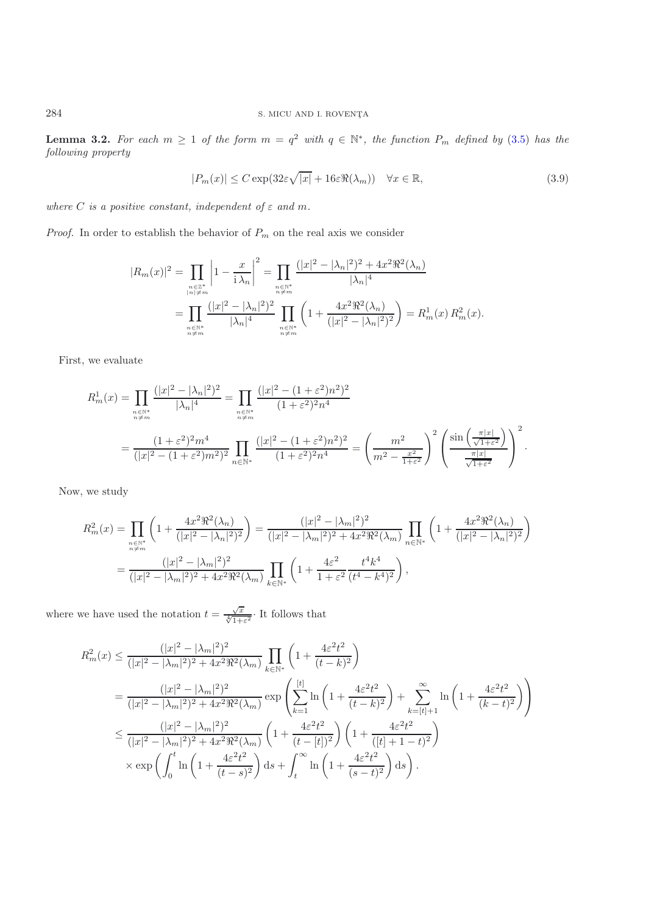**Lemma 3.2.** *For each $m \geq 1$ of the form $m = q^2$ with $q \in \mathbb{N}^*$, the function $P_m$ defined by* (3.5) *has the following property*

$$|P_m(x)| \leq C \exp(32\varepsilon\sqrt{|x|} + 16\varepsilon\Re(\lambda_m)) \quad \forall x \in \mathbb{R}, \tag{3.9}$$

*where $C$ is a positive constant, independent of $\varepsilon$ and $m$.*

*Proof.* In order to establish the behavior of $P_m$ on the real axis we consider

$$\begin{aligned}
|R_m(x)|^2 &= \prod_{\substack{n\in\mathbb{Z}^*\\ |n|\neq m}} \left|1 - \frac{x}{\mathrm{i}\,\lambda_n}\right|^2 = \prod_{\substack{n\in\mathbb{N}^*\\ n\neq m}} \frac{(|x|^2 - |\lambda_n|^2)^2 + 4x^2\Re^2(\lambda_n)}{|\lambda_n|^4} \\
&= \prod_{\substack{n\in\mathbb{N}^*\\ n\neq m}} \frac{(|x|^2 - |\lambda_n|^2)^2}{|\lambda_n|^4} \prod_{\substack{n\in\mathbb{N}^*\\ n\neq m}} \left(1 + \frac{4x^2\Re^2(\lambda_n)}{(|x|^2 - |\lambda_n|^2)^2}\right) = R_m^1(x)\, R_m^2(x).
\end{aligned}$$

First, we evaluate

$$\begin{aligned}
R_m^1(x) &= \prod_{\substack{n\in\mathbb{N}^*\\ n\neq m}} \frac{(|x|^2 - |\lambda_n|^2)^2}{|\lambda_n|^4} = \prod_{\substack{n\in\mathbb{N}^*\\ n\neq m}} \frac{(|x|^2 - (1+\varepsilon^2)n^2)^2}{(1+\varepsilon^2)^2 n^4} \\
&= \frac{(1+\varepsilon^2)^2 m^4}{(|x|^2 - (1+\varepsilon^2)m^2)^2} \prod_{n\in\mathbb{N}^*} \frac{(|x|^2 - (1+\varepsilon^2)n^2)^2}{(1+\varepsilon^2)^2 n^4} = \left(\frac{m^2}{m^2 - \frac{x^2}{1+\varepsilon^2}}\right)^2 \left(\frac{\sin\left(\frac{\pi|x|}{\sqrt{1+\varepsilon^2}}\right)}{\frac{\pi|x|}{\sqrt{1+\varepsilon^2}}}\right)^2.
\end{aligned}$$

Now, we study

$$\begin{aligned}
R_m^2(x) &= \prod_{\substack{n\in\mathbb{N}^*\\ n\neq m}} \left(1 + \frac{4x^2\Re^2(\lambda_n)}{(|x|^2 - |\lambda_n|^2)^2}\right) = \frac{(|x|^2 - |\lambda_m|^2)^2}{(|x|^2 - |\lambda_m|^2)^2 + 4x^2\Re^2(\lambda_m)} \prod_{n\in\mathbb{N}^*} \left(1 + \frac{4x^2\Re^2(\lambda_n)}{(|x|^2 - |\lambda_n|^2)^2}\right) \\
&= \frac{(|x|^2 - |\lambda_m|^2)^2}{(|x|^2 - |\lambda_m|^2)^2 + 4x^2\Re^2(\lambda_m)} \prod_{k\in\mathbb{N}^*} \left(1 + \frac{4\varepsilon^2}{1+\varepsilon^2} \frac{t^4 k^4}{(t^4 - k^4)^2}\right),
\end{aligned}$$

where we have used the notation $t = \frac{\sqrt{x}}{\sqrt[4]{1+\varepsilon^2}}$. It follows that

$$\begin{aligned}
R_m^2(x) &\leq \frac{(|x|^2 - |\lambda_m|^2)^2}{(|x|^2 - |\lambda_m|^2)^2 + 4x^2\Re^2(\lambda_m)} \prod_{k\in\mathbb{N}^*} \left(1 + \frac{4\varepsilon^2 t^2}{(t-k)^2}\right) \\
&= \frac{(|x|^2 - |\lambda_m|^2)^2}{(|x|^2 - |\lambda_m|^2)^2 + 4x^2\Re^2(\lambda_m)} \exp\left(\sum_{k=1}^{[t]} \ln\left(1 + \frac{4\varepsilon^2 t^2}{(t-k)^2}\right) + \sum_{k=[t]+1}^{\infty} \ln\left(1 + \frac{4\varepsilon^2 t^2}{(k-t)^2}\right)\right) \\
&\leq \frac{(|x|^2 - |\lambda_m|^2)^2}{(|x|^2 - |\lambda_m|^2)^2 + 4x^2\Re^2(\lambda_m)} \left(1 + \frac{4\varepsilon^2 t^2}{(t-[t])^2}\right)\left(1 + \frac{4\varepsilon^2 t^2}{([t]+1-t)^2}\right) \\
&\quad \times \exp\left(\int_0^t \ln\left(1 + \frac{4\varepsilon^2 t^2}{(t-s)^2}\right) \mathrm{d}s + \int_t^\infty \ln\left(1 + \frac{4\varepsilon^2 t^2}{(s-t)^2}\right) \mathrm{d}s\right).
\end{aligned}$$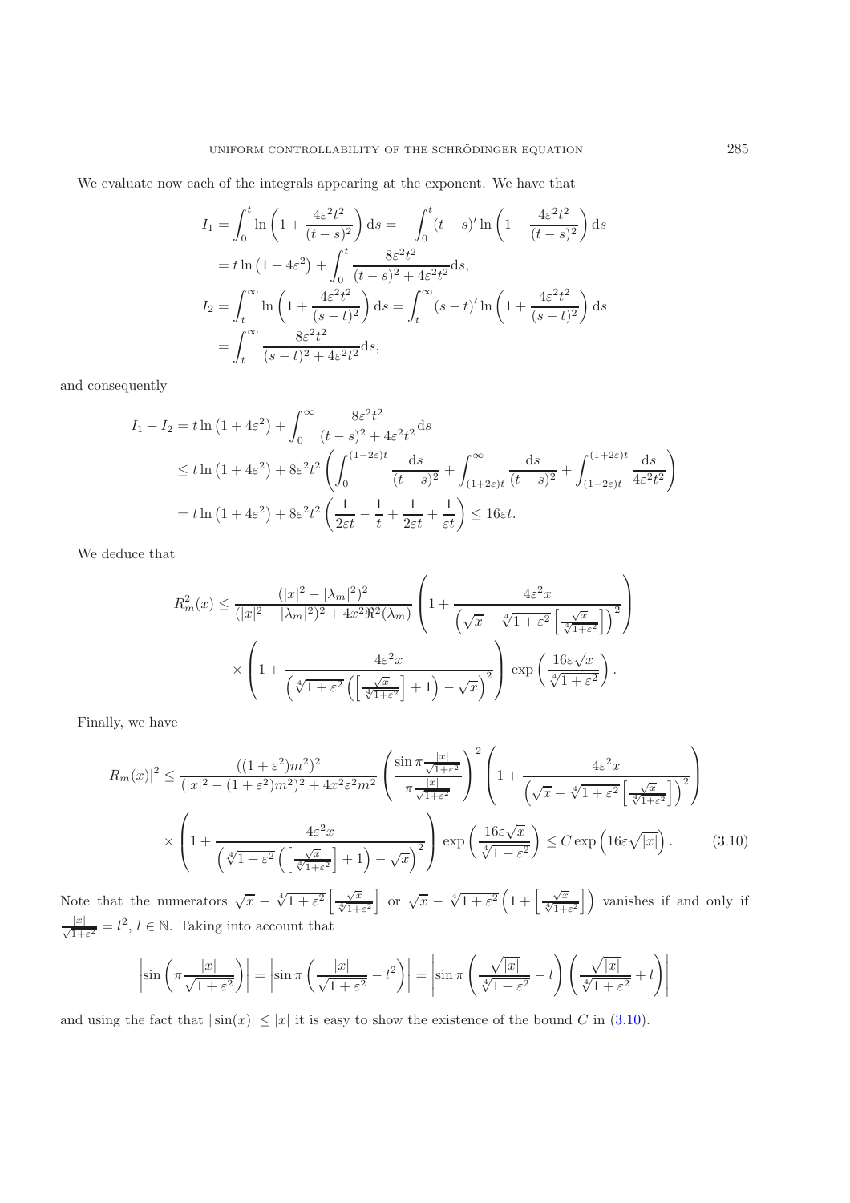We evaluate now each of the integrals appearing at the exponent. We have that

$$
\begin{aligned}
I_1 &= \int_0^t \ln\left(1+\frac{4\varepsilon^2 t^2}{(t-s)^2}\right)\mathrm{d}s = -\int_0^t (t-s)'\ln\left(1+\frac{4\varepsilon^2 t^2}{(t-s)^2}\right)\mathrm{d}s\\
&= t\ln\left(1+4\varepsilon^2\right) + \int_0^t \frac{8\varepsilon^2 t^2}{(t-s)^2+4\varepsilon^2 t^2}\mathrm{d}s,\\
I_2 &= \int_t^\infty \ln\left(1+\frac{4\varepsilon^2 t^2}{(s-t)^2}\right)\mathrm{d}s = \int_t^\infty (s-t)'\ln\left(1+\frac{4\varepsilon^2 t^2}{(s-t)^2}\right)\mathrm{d}s\\
&= \int_t^\infty \frac{8\varepsilon^2 t^2}{(s-t)^2+4\varepsilon^2 t^2}\mathrm{d}s,
\end{aligned}
$$

and consequently

$$
\begin{aligned}
I_1+I_2 &= t\ln\left(1+4\varepsilon^2\right) + \int_0^\infty \frac{8\varepsilon^2 t^2}{(t-s)^2+4\varepsilon^2 t^2}\mathrm{d}s\\
&\le t\ln\left(1+4\varepsilon^2\right) + 8\varepsilon^2 t^2\left(\int_0^{(1-2\varepsilon)t}\frac{\mathrm{d}s}{(t-s)^2} + \int_{(1+2\varepsilon)t}^\infty \frac{\mathrm{d}s}{(t-s)^2} + \int_{(1-2\varepsilon)t}^{(1+2\varepsilon)t}\frac{\mathrm{d}s}{4\varepsilon^2 t^2}\right)\\
&= t\ln\left(1+4\varepsilon^2\right) + 8\varepsilon^2 t^2\left(\frac{1}{2\varepsilon t} - \frac{1}{t} + \frac{1}{2\varepsilon t} + \frac{1}{\varepsilon t}\right) \le 16\varepsilon t.
\end{aligned}
$$

We deduce that

$$
\begin{aligned}
R_m^2(x) \le \frac{(|x|^2-|\lambda_m|^2)^2}{(|x|^2-|\lambda_m|^2)^2+4x^2\Re^2(\lambda_m)}&\left(1+\frac{4\varepsilon^2 x}{\left(\sqrt{x}-\sqrt[4]{1+\varepsilon^2}\left[\frac{\sqrt{x}}{\sqrt[4]{1+\varepsilon^2}}\right]\right)^2}\right)\\
&\times\left(1+\frac{4\varepsilon^2 x}{\left(\sqrt[4]{1+\varepsilon^2}\left(\left[\frac{\sqrt{x}}{\sqrt[4]{1+\varepsilon^2}}\right]+1\right)-\sqrt{x}\right)^2}\right)\exp\left(\frac{16\varepsilon\sqrt{x}}{\sqrt[4]{1+\varepsilon^2}}\right).
\end{aligned}
$$

Finally, we have

$$
\begin{aligned}
|R_m(x)|^2 \le \frac{((1+\varepsilon^2)m^2)^2}{(|x|^2-(1+\varepsilon^2)m^2)^2+4x^2\varepsilon^2 m^2}&\left(\frac{\sin\pi\frac{|x|}{\sqrt{1+\varepsilon^2}}}{\pi\frac{|x|}{\sqrt{1+\varepsilon^2}}}\right)^2\left(1+\frac{4\varepsilon^2 x}{\left(\sqrt{x}-\sqrt[4]{1+\varepsilon^2}\left[\frac{\sqrt{x}}{\sqrt[4]{1+\varepsilon^2}}\right]\right)^2}\right)\\
\times&\left(1+\frac{4\varepsilon^2 x}{\left(\sqrt[4]{1+\varepsilon^2}\left(\left[\frac{\sqrt{x}}{\sqrt[4]{1+\varepsilon^2}}\right]+1\right)-\sqrt{x}\right)^2}\right)\exp\left(\frac{16\varepsilon\sqrt{x}}{\sqrt[4]{1+\varepsilon^2}}\right) \le C\exp\left(16\varepsilon\sqrt{|x|}\right). \qquad (3.10)
\end{aligned}
$$

Note that the numerators $\sqrt{x}-\sqrt[4]{1+\varepsilon^2}\left[\frac{\sqrt{x}}{\sqrt[4]{1+\varepsilon^2}}\right]$ or $\sqrt{x}-\sqrt[4]{1+\varepsilon^2}\left(1+\left[\frac{\sqrt{x}}{\sqrt[4]{1+\varepsilon^2}}\right]\right)$ vanishes if and only if $\frac{|x|}{\sqrt{1+\varepsilon^2}}=l^2$, $l\in\mathbb{N}$. Taking into account that

$$
\left|\sin\left(\pi\frac{|x|}{\sqrt{1+\varepsilon^2}}\right)\right| = \left|\sin\pi\left(\frac{|x|}{\sqrt{1+\varepsilon^2}}-l^2\right)\right| = \left|\sin\pi\left(\frac{\sqrt{|x|}}{\sqrt[4]{1+\varepsilon^2}}-l\right)\left(\frac{\sqrt{|x|}}{\sqrt[4]{1+\varepsilon^2}}+l\right)\right|
$$

and using the fact that $|\sin(x)|\le|x|$ it is easy to show the existence of the bound $C$ in (3.10).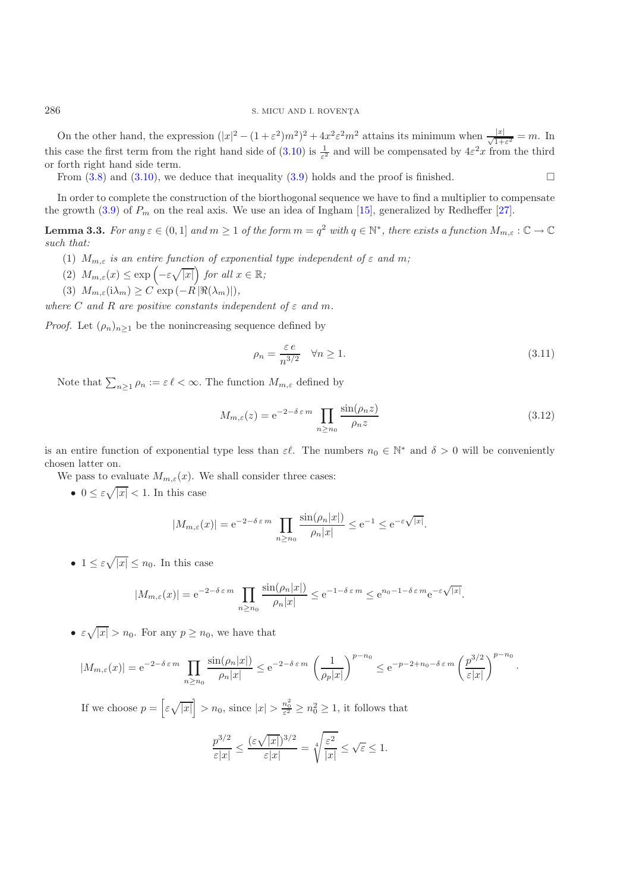On the other hand, the expression $(|x|^2 - (1+\varepsilon^2)m^2)^2 + 4x^2\varepsilon^2 m^2$ attains its minimum when $\frac{|x|}{\sqrt{1+\varepsilon^2}} = m$. In this case the first term from the right hand side of (3.10) is $\frac{1}{\varepsilon^2}$ and will be compensated by $4\varepsilon^2 x$ from the third or forth right hand side term.

From (3.8) and (3.10), we deduce that inequality (3.9) holds and the proof is finished. $\square$

In order to complete the construction of the biorthogonal sequence we have to find a multiplier to compensate the growth (3.9) of $P_m$ on the real axis. We use an idea of Ingham [15], generalized by Redheffer [27].

**Lemma 3.3.** *For any $\varepsilon \in (0,1]$ and $m \geq 1$ of the form $m = q^2$ with $q \in \mathbb{N}^*$, there exists a function $M_{m,\varepsilon} : \mathbb{C} \to \mathbb{C}$ such that:*

1. *$M_{m,\varepsilon}$ is an entire function of exponential type independent of $\varepsilon$ and $m$;*
2. *$M_{m,\varepsilon}(x) \leq \exp\left(-\varepsilon\sqrt{|x|}\right)$ for all $x \in \mathbb{R}$;*
3. *$M_{m,\varepsilon}(\mathrm{i}\lambda_m) \geq C \exp\left(-R\,|\Re(\lambda_m)|\right)$,*

*where $C$ and $R$ are positive constants independent of $\varepsilon$ and $m$.*

*Proof.* Let $(\rho_n)_{n\geq 1}$ be the nonincreasing sequence defined by

$$\rho_n = \frac{\varepsilon\, e}{n^{3/2}} \quad \forall n \geq 1. \tag{3.11}$$

Note that $\sum_{n\geq 1} \rho_n := \varepsilon\,\ell < \infty$. The function $M_{m,\varepsilon}$ defined by

$$M_{m,\varepsilon}(z) = \mathrm{e}^{-2-\delta\,\varepsilon\, m} \prod_{n\geq n_0} \frac{\sin(\rho_n z)}{\rho_n z} \tag{3.12}$$

is an entire function of exponential type less than $\varepsilon\ell$. The numbers $n_0 \in \mathbb{N}^*$ and $\delta > 0$ will be conveniently chosen latter on.

We pass to evaluate $M_{m,\varepsilon}(x)$. We shall consider three cases:

- $0 \leq \varepsilon\sqrt{|x|} < 1$. In this case

$$|M_{m,\varepsilon}(x)| = \mathrm{e}^{-2-\delta\,\varepsilon\, m} \prod_{n\geq n_0} \frac{\sin(\rho_n|x|)}{\rho_n|x|} \leq \mathrm{e}^{-1} \leq \mathrm{e}^{-\varepsilon\sqrt{|x|}}.$$

- $1 \leq \varepsilon\sqrt{|x|} \leq n_0$. In this case

$$|M_{m,\varepsilon}(x)| = \mathrm{e}^{-2-\delta\,\varepsilon\, m} \prod_{n\geq n_0} \frac{\sin(\rho_n|x|)}{\rho_n|x|} \leq \mathrm{e}^{-1-\delta\,\varepsilon\, m} \leq \mathrm{e}^{n_0-1-\delta\,\varepsilon\, m}\mathrm{e}^{-\varepsilon\sqrt{|x|}}.$$

- $\varepsilon\sqrt{|x|} > n_0$. For any $p \geq n_0$, we have that

$$|M_{m,\varepsilon}(x)| = \mathrm{e}^{-2-\delta\,\varepsilon\, m} \prod_{n\geq n_0} \frac{\sin(\rho_n|x|)}{\rho_n|x|} \leq \mathrm{e}^{-2-\delta\,\varepsilon\, m}\left(\frac{1}{\rho_p|x|}\right)^{p-n_0} \leq \mathrm{e}^{-p-2+n_0-\delta\,\varepsilon\, m}\left(\frac{p^{3/2}}{\varepsilon|x|}\right)^{p-n_0}.$$

  If we choose $p = \left[\varepsilon\sqrt{|x|}\right] > n_0$, since $|x| > \frac{n_0^2}{\varepsilon^2} \geq n_0^2 \geq 1$, it follows that

$$\frac{p^{3/2}}{\varepsilon|x|} \leq \frac{(\varepsilon\sqrt{|x|})^{3/2}}{\varepsilon|x|} = \sqrt[4]{\frac{\varepsilon^2}{|x|}} \leq \sqrt{\varepsilon} \leq 1.$$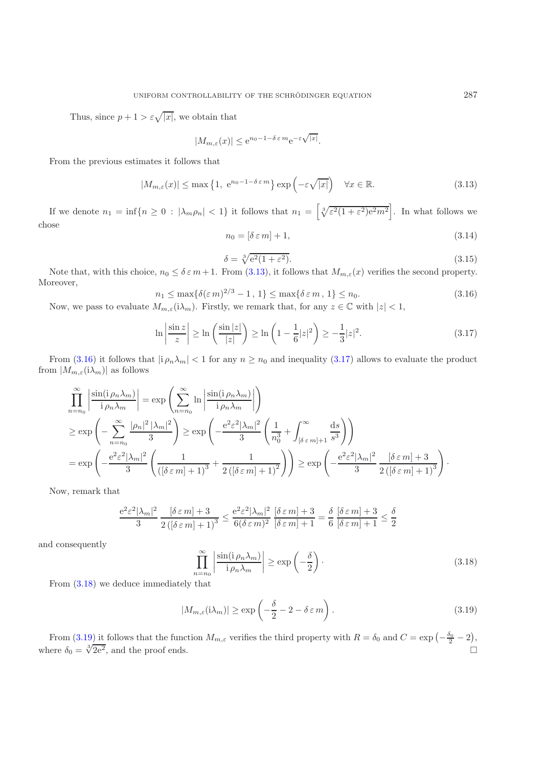Thus, since $p + 1 > \varepsilon\sqrt{|x|}$, we obtain that

$$|M_{m,\varepsilon}(x)| \leq \mathrm{e}^{n_0 - 1 - \delta\,\varepsilon\, m} \mathrm{e}^{-\varepsilon\sqrt{|x|}}.$$

From the previous estimates it follows that

$$|M_{m,\varepsilon}(x)| \leq \max\left\{1,\ \mathrm{e}^{n_0 - 1 - \delta\,\varepsilon\, m}\right\} \exp\left(-\varepsilon\sqrt{|x|}\right) \quad \forall x \in \mathbb{R}. \tag{3.13}$$

If we denote $n_1 = \inf\{n \geq 0 \,:\, |\lambda_m \rho_n| < 1\}$ it follows that $n_1 = \left[\sqrt[3]{\varepsilon^2(1+\varepsilon^2)\mathrm{e}^2 m^2}\right]$. In what follows we chose

$$n_0 = [\delta\,\varepsilon\, m] + 1, \tag{3.14}$$

$$\delta = \sqrt[3]{\mathrm{e}^2(1+\varepsilon^2)}. \tag{3.15}$$

Note that, with this choice, $n_0 \leq \delta\,\varepsilon\, m + 1$. From (3.13), it follows that $M_{m,\varepsilon}(x)$ verifies the second property. Moreover,

$$n_1 \leq \max\{\delta(\varepsilon\, m)^{2/3} - 1\,,\, 1\} \leq \max\{\delta\,\varepsilon\, m\,,\, 1\} \leq n_0. \tag{3.16}$$

Now, we pass to evaluate $M_{m,\varepsilon}(\mathrm{i}\lambda_m)$. Firstly, we remark that, for any $z \in \mathbb{C}$ with $|z| < 1$,

$$\ln\left|\frac{\sin z}{z}\right| \geq \ln\left(\frac{\sin |z|}{|z|}\right) \geq \ln\left(1 - \frac{1}{6}|z|^2\right) \geq -\frac{1}{3}|z|^2. \tag{3.17}$$

From (3.16) it follows that $|\mathrm{i}\,\rho_n\lambda_m| < 1$ for any $n \geq n_0$ and inequality (3.17) allows to evaluate the product from $|M_{m,\varepsilon}(\mathrm{i}\lambda_m)|$ as follows

$$\begin{aligned}
\prod_{n=n_0}^{\infty}\left|\frac{\sin(\mathrm{i}\,\rho_n\lambda_m)}{\mathrm{i}\,\rho_n\lambda_m}\right| &= \exp\left(\sum_{n=n_0}^{\infty}\ln\left|\frac{\sin(\mathrm{i}\,\rho_n\lambda_m)}{\mathrm{i}\,\rho_n\lambda_m}\right|\right)\\
&\geq \exp\left(-\sum_{n=n_0}^{\infty}\frac{|\rho_n|^2\,|\lambda_m|^2}{3}\right) \geq \exp\left(-\frac{\mathrm{e}^2\varepsilon^2|\lambda_m|^2}{3}\left(\frac{1}{n_0^3} + \int_{[\delta\,\varepsilon\, m]+1}^{\infty}\frac{\mathrm{d}s}{s^3}\right)\right)\\
&= \exp\left(-\frac{\mathrm{e}^2\varepsilon^2|\lambda_m|^2}{3}\left(\frac{1}{\left([\delta\,\varepsilon\, m]+1\right)^3} + \frac{1}{2\left([\delta\,\varepsilon\, m]+1\right)^2}\right)\right) \geq \exp\left(-\frac{\mathrm{e}^2\varepsilon^2|\lambda_m|^2}{3}\,\frac{[\delta\,\varepsilon\, m]+3}{2\left([\delta\,\varepsilon\, m]+1\right)^3}\right)\cdot
\end{aligned}$$

Now, remark that

$$\frac{\mathrm{e}^2\varepsilon^2|\lambda_m|^2}{3}\,\frac{[\delta\,\varepsilon\, m]+3}{2\left([\delta\,\varepsilon\, m]+1\right)^3} \leq \frac{\mathrm{e}^2\varepsilon^2|\lambda_m|^2}{6(\delta\,\varepsilon\, m)^2}\,\frac{[\delta\,\varepsilon\, m]+3}{[\delta\,\varepsilon\, m]+1} = \frac{\delta}{6}\,\frac{[\delta\,\varepsilon\, m]+3}{[\delta\,\varepsilon\, m]+1} \leq \frac{\delta}{2}$$

and consequently

$$\prod_{n=n_0}^{\infty}\left|\frac{\sin(\mathrm{i}\,\rho_n\lambda_m)}{\mathrm{i}\,\rho_n\lambda_m}\right| \geq \exp\left(-\frac{\delta}{2}\right)\cdot \tag{3.18}$$

From (3.18) we deduce immediately that

$$|M_{m,\varepsilon}(\mathrm{i}\lambda_m)| \geq \exp\left(-\frac{\delta}{2} - 2 - \delta\,\varepsilon\, m\right). \tag{3.19}$$

From (3.19) it follows that the function $M_{m,\varepsilon}$ verifies the third property with $R = \delta_0$ and $C = \exp\left(-\frac{\delta_0}{2} - 2\right)$, where $\delta_0 = \sqrt[3]{2\mathrm{e}^2}$, and the proof ends. $\square$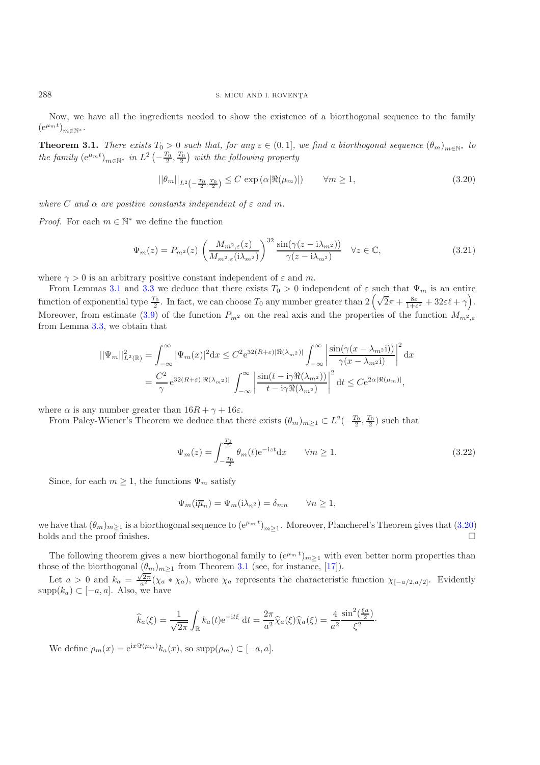Now, we have all the ingredients needed to show the existence of a biorthogonal sequence to the family $(\mathrm{e}^{\mu_m t})_{m\in\mathbb{N}^*}$.

**Theorem 3.1.** *There exists $T_0 > 0$ such that, for any $\varepsilon \in (0, 1]$, we find a biorthogonal sequence $(\theta_m)_{m\in\mathbb{N}^*}$ to the family $(\mathrm{e}^{\mu_m t})_{m\in\mathbb{N}^*}$ in $L^2\left(-\frac{T_0}{2}, \frac{T_0}{2}\right)$ with the following property*

$$||\theta_m||_{L^2\left(-\frac{T_0}{2},\frac{T_0}{2}\right)} \leq C \exp\left(\alpha|\Re(\mu_m)|\right) \qquad \forall m \geq 1, \tag{3.20}$$

*where $C$ and $\alpha$ are positive constants independent of $\varepsilon$ and $m$.*

*Proof.* For each $m \in \mathbb{N}^*$ we define the function

$$\Psi_m(z) = P_{m^2}(z)\left(\frac{M_{m^2,\varepsilon}(z)}{M_{m^2,\varepsilon}(\mathrm{i}\lambda_{m^2})}\right)^{32}\frac{\sin(\gamma(z-\mathrm{i}\lambda_{m^2}))}{\gamma(z-\mathrm{i}\lambda_{m^2})} \quad \forall z \in \mathbb{C}, \tag{3.21}$$

where $\gamma > 0$ is an arbitrary positive constant independent of $\varepsilon$ and $m$.

From Lemmas 3.1 and 3.3 we deduce that there exists $T_0 > 0$ independent of $\varepsilon$ such that $\Psi_m$ is an entire function of exponential type $\frac{T_0}{2}$. In fact, we can choose $T_0$ any number greater than $2\left(\sqrt{2}\pi + \frac{8\varepsilon}{1+\varepsilon^2} + 32\varepsilon\ell + \gamma\right)$. Moreover, from estimate (3.9) of the function $P_{m^2}$ on the real axis and the properties of the function $M_{m^2,\varepsilon}$ from Lemma 3.3, we obtain that

$$\begin{aligned}
||\Psi_m||^2_{L^2(\mathbb{R})} &= \int_{-\infty}^{\infty}|\Psi_m(x)|^2\mathrm{d}x \leq C^2\mathrm{e}^{32(R+\varepsilon)|\Re(\lambda_{m^2})|}\int_{-\infty}^{\infty}\left|\frac{\sin(\gamma(x-\lambda_{m^2}\mathrm{i}))}{\gamma(x-\lambda_{m^2}\mathrm{i})}\right|^2\mathrm{d}x\\
&= \frac{C^2}{\gamma}\mathrm{e}^{32(R+\varepsilon)|\Re(\lambda_{m^2})|}\int_{-\infty}^{\infty}\left|\frac{\sin(t-\mathrm{i}\gamma\Re(\lambda_{m^2}))}{t-\mathrm{i}\gamma\Re(\lambda_{m^2})}\right|^2\mathrm{d}t \leq C\mathrm{e}^{2\alpha|\Re(\mu_m)|},
\end{aligned}$$

where $\alpha$ is any number greater than $16R + \gamma + 16\varepsilon$.

From Paley-Wiener's Theorem we deduce that there exists $(\theta_m)_{m\geq 1} \subset L^2(-\frac{T_0}{2}, \frac{T_0}{2})$ such that

$$\Psi_m(z) = \int_{-\frac{T_0}{2}}^{\frac{T_0}{2}}\theta_m(t)\mathrm{e}^{-\mathrm{i}zt}\mathrm{d}x \qquad \forall m \geq 1. \tag{3.22}$$

Since, for each $m \geq 1$, the functions $\Psi_m$ satisfy

$$\Psi_m(\mathrm{i}\overline{\mu}_n) = \Psi_m(\mathrm{i}\lambda_{n^2}) = \delta_{mn} \qquad \forall n \geq 1,$$

we have that $(\theta_m)_{m\geq 1}$ is a biorthogonal sequence to $(\mathrm{e}^{\mu_m t})_{m\geq 1}$. Moreover, Plancherel's Theorem gives that (3.20) holds and the proof finishes. $\square$

The following theorem gives a new biorthogonal family to $(\mathrm{e}^{\mu_m t})_{m\geq 1}$ with even better norm properties than those of the biorthogonal $(\theta_m)_{m\geq 1}$ from Theorem 3.1 (see, for instance, [17]).

Let $a > 0$ and $k_a = \frac{\sqrt{2\pi}}{a^2}(\chi_a * \chi_a)$, where $\chi_a$ represents the characteristic function $\chi_{[-a/2,a/2]}$. Evidently $\mathrm{supp}(k_a) \subset [-a, a]$. Also, we have

$$\widehat{k}_a(\xi) = \frac{1}{\sqrt{2\pi}}\int_{\mathbb{R}}k_a(t)\mathrm{e}^{-\mathrm{i}t\xi}\,\mathrm{d}t = \frac{2\pi}{a^2}\widehat{\chi}_a(\xi)\widehat{\chi}_a(\xi) = \frac{4}{a^2}\frac{\sin^2(\frac{\xi a}{2})}{\xi^2}\cdot$$

We define $\rho_m(x) = \mathrm{e}^{\mathrm{i}x\Im(\mu_m)}k_a(x)$, so $\mathrm{supp}(\rho_m) \subset [-a, a]$.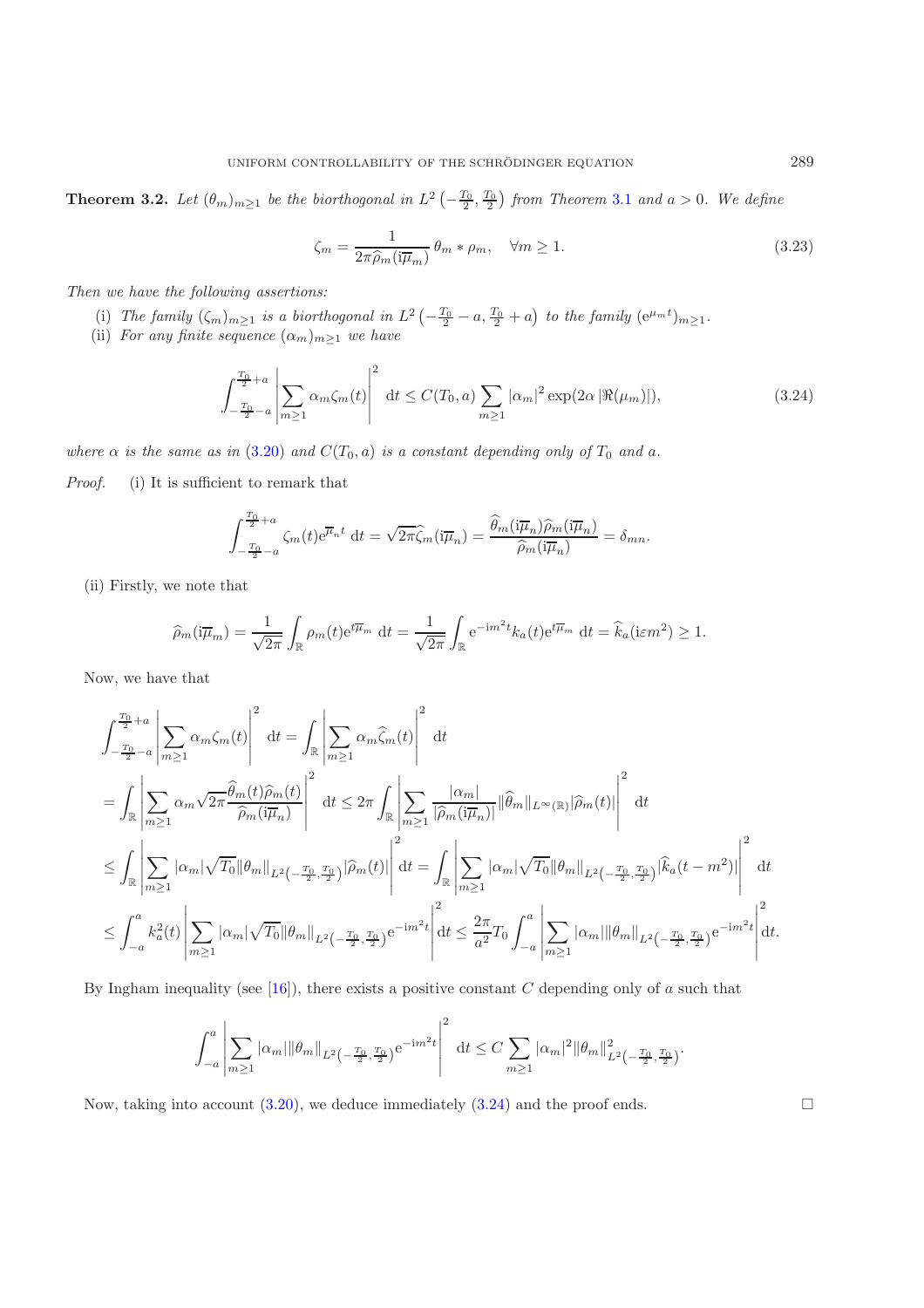**Theorem 3.2.** *Let $(\theta_m)_{m\geq 1}$ be the biorthogonal in $L^2\left(-\frac{T_0}{2}, \frac{T_0}{2}\right)$ from Theorem 3.1 and $a > 0$. We define*

$$\zeta_m = \frac{1}{2\pi\widehat{\rho}_m(\mathrm{i}\overline{\mu}_m)}\,\theta_m * \rho_m, \quad \forall m \geq 1. \tag{3.23}$$

*Then we have the following assertions:*

(i) *The family $(\zeta_m)_{m\geq 1}$ is a biorthogonal in $L^2\left(-\frac{T_0}{2}-a, \frac{T_0}{2}+a\right)$ to the family $(\mathrm{e}^{\mu_m t})_{m\geq 1}$.*

(ii) *For any finite sequence $(\alpha_m)_{m\geq 1}$ we have*

$$\int_{-\frac{T_0}{2}-a}^{\frac{T_0}{2}+a} \left|\sum_{m\geq 1} \alpha_m \zeta_m(t)\right|^2 \,\mathrm{d}t \leq C(T_0, a) \sum_{m\geq 1} |\alpha_m|^2 \exp(2\alpha\,|\Re(\mu_m)|), \tag{3.24}$$

*where $\alpha$ is the same as in (3.20) and $C(T_0, a)$ is a constant depending only of $T_0$ and $a$.*

*Proof.* (i) It is sufficient to remark that

$$\int_{-\frac{T_0}{2}-a}^{\frac{T_0}{2}+a} \zeta_m(t)\mathrm{e}^{\overline{\mu}_n t}\,\mathrm{d}t = \sqrt{2\pi}\widehat{\zeta}_m(\mathrm{i}\overline{\mu}_n) = \frac{\widehat{\theta}_m(\mathrm{i}\overline{\mu}_n)\widehat{\rho}_m(\mathrm{i}\overline{\mu}_n)}{\widehat{\rho}_m(\mathrm{i}\overline{\mu}_n)} = \delta_{mn}.$$

(ii) Firstly, we note that

$$\widehat{\rho}_m(\mathrm{i}\overline{\mu}_m) = \frac{1}{\sqrt{2\pi}}\int_{\mathbb{R}} \rho_m(t)\mathrm{e}^{t\overline{\mu}_m}\,\mathrm{d}t = \frac{1}{\sqrt{2\pi}}\int_{\mathbb{R}} \mathrm{e}^{-\mathrm{i}m^2 t}k_a(t)\mathrm{e}^{t\overline{\mu}_m}\,\mathrm{d}t = \widehat{k}_a(\mathrm{i}\varepsilon m^2) \geq 1.$$

Now, we have that

$$\begin{aligned}
&\int_{-\frac{T_0}{2}-a}^{\frac{T_0}{2}+a} \left|\sum_{m\geq 1} \alpha_m \zeta_m(t)\right|^2 \,\mathrm{d}t = \int_{\mathbb{R}} \left|\sum_{m\geq 1} \alpha_m \widehat{\zeta}_m(t)\right|^2 \,\mathrm{d}t \\
&= \int_{\mathbb{R}} \left|\sum_{m\geq 1} \alpha_m \sqrt{2\pi}\frac{\widehat{\theta}_m(t)\widehat{\rho}_m(t)}{\widehat{\rho}_m(\mathrm{i}\overline{\mu}_n)}\right|^2 \,\mathrm{d}t \leq 2\pi\int_{\mathbb{R}} \left|\sum_{m\geq 1} \frac{|\alpha_m|}{|\widehat{\rho}_m(\mathrm{i}\overline{\mu}_n)|}\|\widehat{\theta}_m\|_{L^\infty(\mathbb{R})}|\widehat{\rho}_m(t)|\right|^2 \,\mathrm{d}t \\
&\leq \int_{\mathbb{R}} \left|\sum_{m\geq 1} |\alpha_m|\sqrt{T_0}\|\theta_m\|_{L^2\left(-\frac{T_0}{2},\frac{T_0}{2}\right)}|\widehat{\rho}_m(t)|\right|^2 \mathrm{d}t = \int_{\mathbb{R}} \left|\sum_{m\geq 1} |\alpha_m|\sqrt{T_0}\|\theta_m\|_{L^2\left(-\frac{T_0}{2},\frac{T_0}{2}\right)}|\widehat{k}_a(t-m^2)|\right|^2 \,\mathrm{d}t \\
&\leq \int_{-a}^{a} k_a^2(t)\left|\sum_{m\geq 1} |\alpha_m|\sqrt{T_0}\|\theta_m\|_{L^2\left(-\frac{T_0}{2},\frac{T_0}{2}\right)}\mathrm{e}^{-\mathrm{i}m^2 t}\right|^2 \mathrm{d}t \leq \frac{2\pi}{a^2}T_0\int_{-a}^{a} \left|\sum_{m\geq 1} |\alpha_m|\|\theta_m\|_{L^2\left(-\frac{T_0}{2},\frac{T_0}{2}\right)}\mathrm{e}^{-\mathrm{i}m^2 t}\right|^2 \mathrm{d}t.
\end{aligned}$$

By Ingham inequality (see [16]), there exists a positive constant $C$ depending only of $a$ such that

$$\int_{-a}^{a} \left|\sum_{m\geq 1} |\alpha_m|\|\theta_m\|_{L^2\left(-\frac{T_0}{2},\frac{T_0}{2}\right)}\mathrm{e}^{-\mathrm{i}m^2 t}\right|^2 \,\mathrm{d}t \leq C\sum_{m\geq 1} |\alpha_m|^2\|\theta_m\|^2_{L^2\left(-\frac{T_0}{2},\frac{T_0}{2}\right)}.$$

Now, taking into account (3.20), we deduce immediately (3.24) and the proof ends. □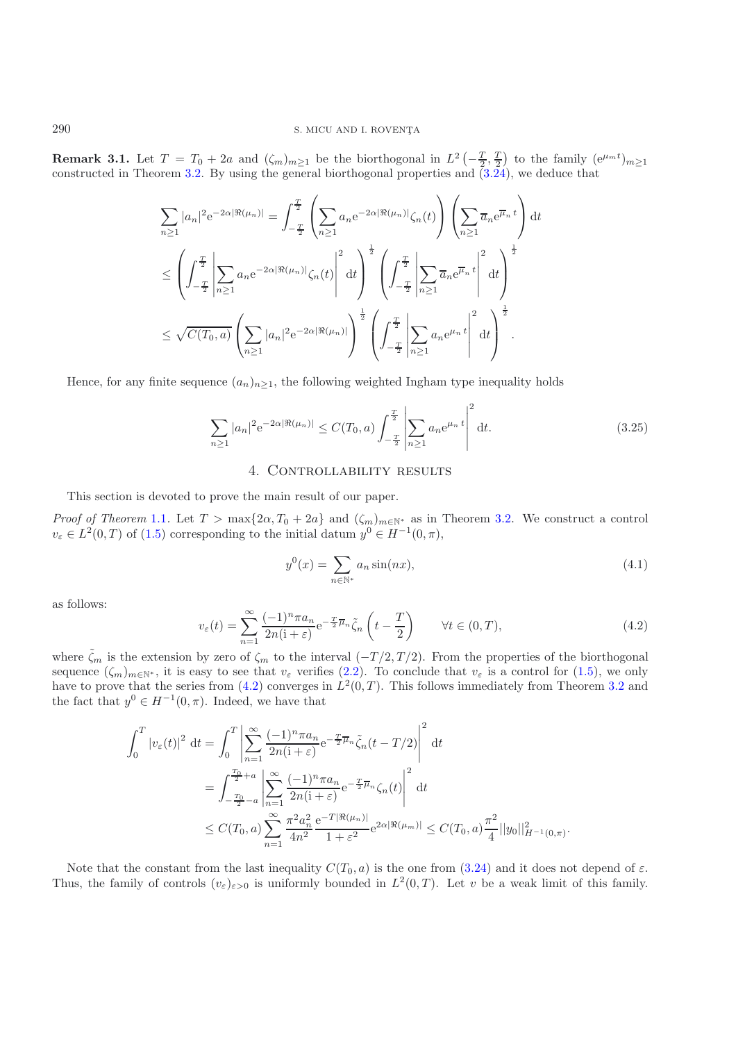**Remark 3.1.** Let $T = T_0 + 2a$ and $(\zeta_m)_{m\geq 1}$ be the biorthogonal in $L^2\left(-\frac{T}{2}, \frac{T}{2}\right)$ to the family $(\mathrm{e}^{\mu_m t})_{m\geq 1}$ constructed in Theorem 3.2. By using the general biorthogonal properties and (3.24), we deduce that

$$
\begin{aligned}
\sum_{n\geq 1} |a_n|^2 \mathrm{e}^{-2\alpha|\Re(\mu_n)|} &= \int_{-\frac{T}{2}}^{\frac{T}{2}} \left(\sum_{n\geq 1} a_n \mathrm{e}^{-2\alpha|\Re(\mu_n)|}\zeta_n(t)\right)\left(\sum_{n\geq 1} \overline{a}_n \mathrm{e}^{\overline{\mu}_n t}\right) \mathrm{d}t \\
&\leq \left(\int_{-\frac{T}{2}}^{\frac{T}{2}} \left|\sum_{n\geq 1} a_n \mathrm{e}^{-2\alpha|\Re(\mu_n)|}\zeta_n(t)\right|^2 \mathrm{d}t\right)^{\frac{1}{2}} \left(\int_{-\frac{T}{2}}^{\frac{T}{2}} \left|\sum_{n\geq 1} \overline{a}_n \mathrm{e}^{\overline{\mu}_n t}\right|^2 \mathrm{d}t\right)^{\frac{1}{2}} \\
&\leq \sqrt{C(T_0,a)} \left(\sum_{n\geq 1} |a_n|^2 \mathrm{e}^{-2\alpha|\Re(\mu_n)|}\right)^{\frac{1}{2}} \left(\int_{-\frac{T}{2}}^{\frac{T}{2}} \left|\sum_{n\geq 1} a_n \mathrm{e}^{\mu_n t}\right|^2 \mathrm{d}t\right)^{\frac{1}{2}}.
\end{aligned}
$$

Hence, for any finite sequence $(a_n)_{n\geq 1}$, the following weighted Ingham type inequality holds

$$
\sum_{n\geq 1} |a_n|^2 \mathrm{e}^{-2\alpha|\Re(\mu_n)|} \leq C(T_0,a) \int_{-\frac{T}{2}}^{\frac{T}{2}} \left|\sum_{n\geq 1} a_n \mathrm{e}^{\mu_n t}\right|^2 \mathrm{d}t. \tag{3.25}
$$

## 4. Controllability results

This section is devoted to prove the main result of our paper.

*Proof of Theorem* 1.1. Let $T > \max\{2\alpha, T_0 + 2a\}$ and $(\zeta_m)_{m\in\mathbb{N}^*}$ as in Theorem 3.2. We construct a control $v_\varepsilon \in L^2(0,T)$ of (1.5) corresponding to the initial datum $y^0 \in H^{-1}(0,\pi)$,

$$
y^0(x) = \sum_{n\in\mathbb{N}^*} a_n \sin(nx), \tag{4.1}
$$

as follows:

$$
v_\varepsilon(t) = \sum_{n=1}^{\infty} \frac{(-1)^n \pi a_n}{2n(\mathrm{i}+\varepsilon)} \mathrm{e}^{-\frac{T}{2}\overline{\mu}_n} \tilde{\zeta}_n\left(t - \frac{T}{2}\right) \qquad \forall t \in (0,T), \tag{4.2}
$$

where $\tilde{\zeta}_m$ is the extension by zero of $\zeta_m$ to the interval $(-T/2, T/2)$. From the properties of the biorthogonal sequence $(\zeta_m)_{m\in\mathbb{N}^*}$, it is easy to see that $v_\varepsilon$ verifies (2.2). To conclude that $v_\varepsilon$ is a control for (1.5), we only have to prove that the series from (4.2) converges in $L^2(0,T)$. This follows immediately from Theorem 3.2 and the fact that $y^0 \in H^{-1}(0,\pi)$. Indeed, we have that

$$
\begin{aligned}
\int_0^T |v_\varepsilon(t)|^2 \,\mathrm{d}t &= \int_0^T \left|\sum_{n=1}^{\infty} \frac{(-1)^n \pi a_n}{2n(\mathrm{i}+\varepsilon)} \mathrm{e}^{-\frac{T}{2}\overline{\mu}_n} \tilde{\zeta}_n(t - T/2)\right|^2 \mathrm{d}t \\
&= \int_{-\frac{T_0}{2}-a}^{\frac{T_0}{2}+a} \left|\sum_{n=1}^{\infty} \frac{(-1)^n \pi a_n}{2n(\mathrm{i}+\varepsilon)} \mathrm{e}^{-\frac{T}{2}\overline{\mu}_n} \zeta_n(t)\right|^2 \mathrm{d}t \\
&\leq C(T_0,a) \sum_{n=1}^{\infty} \frac{\pi^2 a_n^2}{4n^2} \frac{\mathrm{e}^{-T|\Re(\mu_n)|}}{1+\varepsilon^2} \mathrm{e}^{2\alpha|\Re(\mu_m)|} \leq C(T_0,a) \frac{\pi^2}{4} ||y_0||^2_{H^{-1}(0,\pi)}.
\end{aligned}
$$

Note that the constant from the last inequality $C(T_0,a)$ is the one from (3.24) and it does not depend of $\varepsilon$. Thus, the family of controls $(v_\varepsilon)_{\varepsilon>0}$ is uniformly bounded in $L^2(0,T)$. Let $v$ be a weak limit of this family.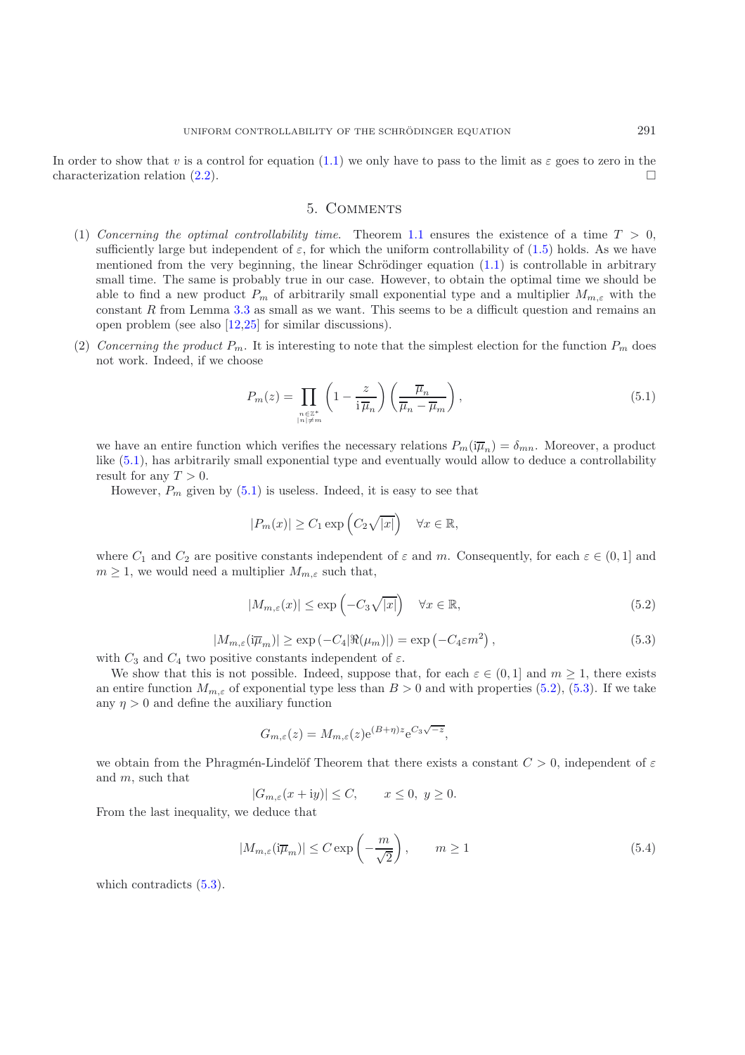In order to show that $v$ is a control for equation (1.1) we only have to pass to the limit as $\varepsilon$ goes to zero in the characterization relation (2.2). □

## 5. Comments

(1) *Concerning the optimal controllability time.* Theorem 1.1 ensures the existence of a time $T > 0$, sufficiently large but independent of $\varepsilon$, for which the uniform controllability of (1.5) holds. As we have mentioned from the very beginning, the linear Schrödinger equation (1.1) is controllable in arbitrary small time. The same is probably true in our case. However, to obtain the optimal time we should be able to find a new product $P_m$ of arbitrarily small exponential type and a multiplier $M_{m,\varepsilon}$ with the constant $R$ from Lemma 3.3 as small as we want. This seems to be a difficult question and remains an open problem (see also [12,25] for similar discussions).

(2) *Concerning the product $P_m$.* It is interesting to note that the simplest election for the function $P_m$ does not work. Indeed, if we choose

$$P_m(z) = \prod_{\substack{n\in\mathbb{Z}^* \\ |n|\neq m}} \left(1 - \frac{z}{\mathrm{i}\,\overline{\mu}_n}\right)\left(\frac{\overline{\mu}_n}{\overline{\mu}_n - \overline{\mu}_m}\right), \tag{5.1}$$

we have an entire function which verifies the necessary relations $P_m(\mathrm{i}\overline{\mu}_n) = \delta_{mn}$. Moreover, a product like (5.1), has arbitrarily small exponential type and eventually would allow to deduce a controllability result for any $T > 0$.

However, $P_m$ given by (5.1) is useless. Indeed, it is easy to see that

$$|P_m(x)| \geq C_1 \exp\left(C_2\sqrt{|x|}\right) \quad \forall x \in \mathbb{R},$$

where $C_1$ and $C_2$ are positive constants independent of $\varepsilon$ and $m$. Consequently, for each $\varepsilon \in (0, 1]$ and $m \geq 1$, we would need a multiplier $M_{m,\varepsilon}$ such that,

$$|M_{m,\varepsilon}(x)| \leq \exp\left(-C_3\sqrt{|x|}\right) \quad \forall x \in \mathbb{R}, \tag{5.2}$$

$$|M_{m,\varepsilon}(\mathrm{i}\overline{\mu}_m)| \geq \exp\left(-C_4|\Re(\mu_m)|\right) = \exp\left(-C_4\varepsilon m^2\right), \tag{5.3}$$

with $C_3$ and $C_4$ two positive constants independent of $\varepsilon$.

We show that this is not possible. Indeed, suppose that, for each $\varepsilon \in (0, 1]$ and $m \geq 1$, there exists an entire function $M_{m,\varepsilon}$ of exponential type less than $B > 0$ and with properties (5.2), (5.3). If we take any $\eta > 0$ and define the auxiliary function

$$G_{m,\varepsilon}(z) = M_{m,\varepsilon}(z)\mathrm{e}^{(B+\eta)z}\mathrm{e}^{C_3\sqrt{-z}},$$

we obtain from the Phragmén-Lindelöf Theorem that there exists a constant $C > 0$, independent of $\varepsilon$ and $m$, such that

$$|G_{m,\varepsilon}(x + \mathrm{i}y)| \leq C, \qquad x \leq 0,\ y \geq 0.$$

From the last inequality, we deduce that

$$|M_{m,\varepsilon}(\mathrm{i}\overline{\mu}_m)| \leq C \exp\left(-\frac{m}{\sqrt{2}}\right), \qquad m \geq 1 \tag{5.4}$$

which contradicts (5.3).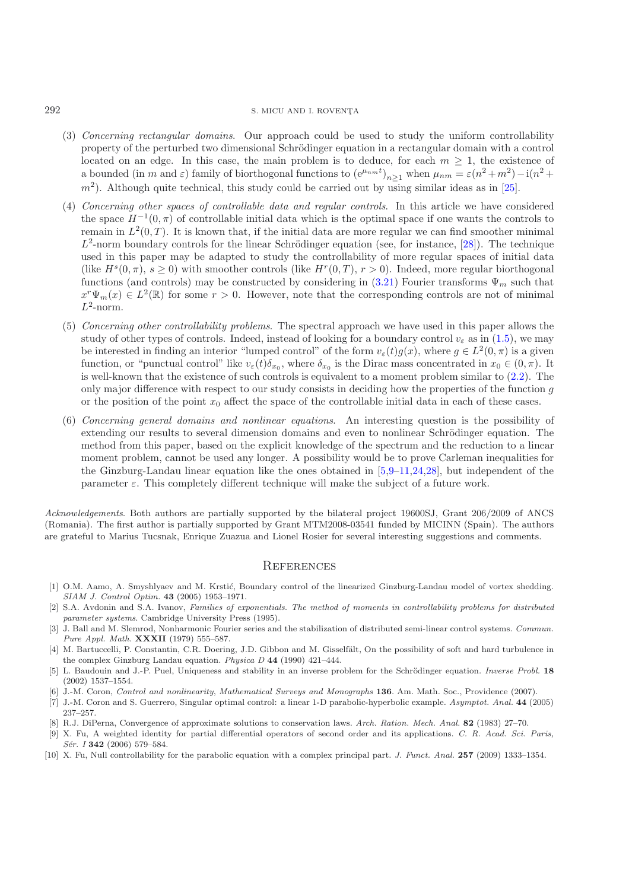(3) *Concerning rectangular domains*. Our approach could be used to study the uniform controllability property of the perturbed two dimensional Schrödinger equation in a rectangular domain with a control located on an edge. In this case, the main problem is to deduce, for each $m \geq 1$, the existence of a bounded (in $m$ and $\varepsilon$) family of biorthogonal functions to $(\mathrm{e}^{\mu_{nm}t})_{n\geq 1}$ when $\mu_{nm} = \varepsilon(n^2+m^2) - \mathrm{i}(n^2+m^2)$. Although quite technical, this study could be carried out by using similar ideas as in [25].

(4) *Concerning other spaces of controllable data and regular controls*. In this article we have considered the space $H^{-1}(0,\pi)$ of controllable initial data which is the optimal space if one wants the controls to remain in $L^2(0,T)$. It is known that, if the initial data are more regular we can find smoother minimal $L^2$-norm boundary controls for the linear Schrödinger equation (see, for instance, [28]). The technique used in this paper may be adapted to study the controllability of more regular spaces of initial data (like $H^s(0,\pi)$, $s \geq 0$) with smoother controls (like $H^r(0,T)$, $r > 0$). Indeed, more regular biorthogonal functions (and controls) may be constructed by considering in (3.21) Fourier transforms $\Psi_m$ such that $x^r \Psi_m(x) \in L^2(\mathbb{R})$ for some $r > 0$. However, note that the corresponding controls are not of minimal $L^2$-norm.

(5) *Concerning other controllability problems*. The spectral approach we have used in this paper allows the study of other types of controls. Indeed, instead of looking for a boundary control $v_\varepsilon$ as in (1.5), we may be interested in finding an interior "lumped control" of the form $v_\varepsilon(t)g(x)$, where $g \in L^2(0,\pi)$ is a given function, or "punctual control" like $v_\varepsilon(t)\delta_{x_0}$, where $\delta_{x_0}$ is the Dirac mass concentrated in $x_0 \in (0,\pi)$. It is well-known that the existence of such controls is equivalent to a moment problem similar to (2.2). The only major difference with respect to our study consists in deciding how the properties of the function $g$ or the position of the point $x_0$ affect the space of the controllable initial data in each of these cases.

(6) *Concerning general domains and nonlinear equations*. An interesting question is the possibility of extending our results to several dimension domains and even to nonlinear Schrödinger equation. The method from this paper, based on the explicit knowledge of the spectrum and the reduction to a linear moment problem, cannot be used any longer. A possibility would be to prove Carleman inequalities for the Ginzburg-Landau linear equation like the ones obtained in [5,9–11,24,28], but independent of the parameter $\varepsilon$. This completely different technique will make the subject of a future work.

*Acknowledgements*. Both authors are partially supported by the bilateral project 19600SJ, Grant 206/2009 of ANCS (Romania). The first author is partially supported by Grant MTM2008-03541 funded by MICINN (Spain). The authors are grateful to Marius Tucsnak, Enrique Zuazua and Lionel Rosier for several interesting suggestions and comments.

## References

[1] O.M. Aamo, A. Smyshlyaev and M. Krstić, Boundary control of the linearized Ginzburg-Landau model of vortex shedding. *SIAM J. Control Optim.* **43** (2005) 1953–1971.

[2] S.A. Avdonin and S.A. Ivanov, *Families of exponentials. The method of moments in controllability problems for distributed parameter systems*. Cambridge University Press (1995).

[3] J. Ball and M. Slemrod, Nonharmonic Fourier series and the stabilization of distributed semi-linear control systems. *Commun. Pure Appl. Math.* **XXXII** (1979) 555–587.

[4] M. Bartuccelli, P. Constantin, C.R. Doering, J.D. Gibbon and M. Gisselfält, On the possibility of soft and hard turbulence in the complex Ginzburg Landau equation. *Physica D* **44** (1990) 421–444.

[5] L. Baudouin and J.-P. Puel, Uniqueness and stability in an inverse problem for the Schrödinger equation. *Inverse Probl.* **18** (2002) 1537–1554.

[6] J.-M. Coron, *Control and nonlinearity*, *Mathematical Surveys and Monographs* **136**. Am. Math. Soc., Providence (2007).

[7] J.-M. Coron and S. Guerrero, Singular optimal control: a linear 1-D parabolic-hyperbolic example. *Asymptot. Anal.* **44** (2005) 237–257.

[8] R.J. DiPerna, Convergence of approximate solutions to conservation laws. *Arch. Ration. Mech. Anal.* **82** (1983) 27–70.

[9] X. Fu, A weighted identity for partial differential operators of second order and its applications. *C. R. Acad. Sci. Paris, Sér. I* **342** (2006) 579–584.

[10] X. Fu, Null controllability for the parabolic equation with a complex principal part. *J. Funct. Anal.* **257** (2009) 1333–1354.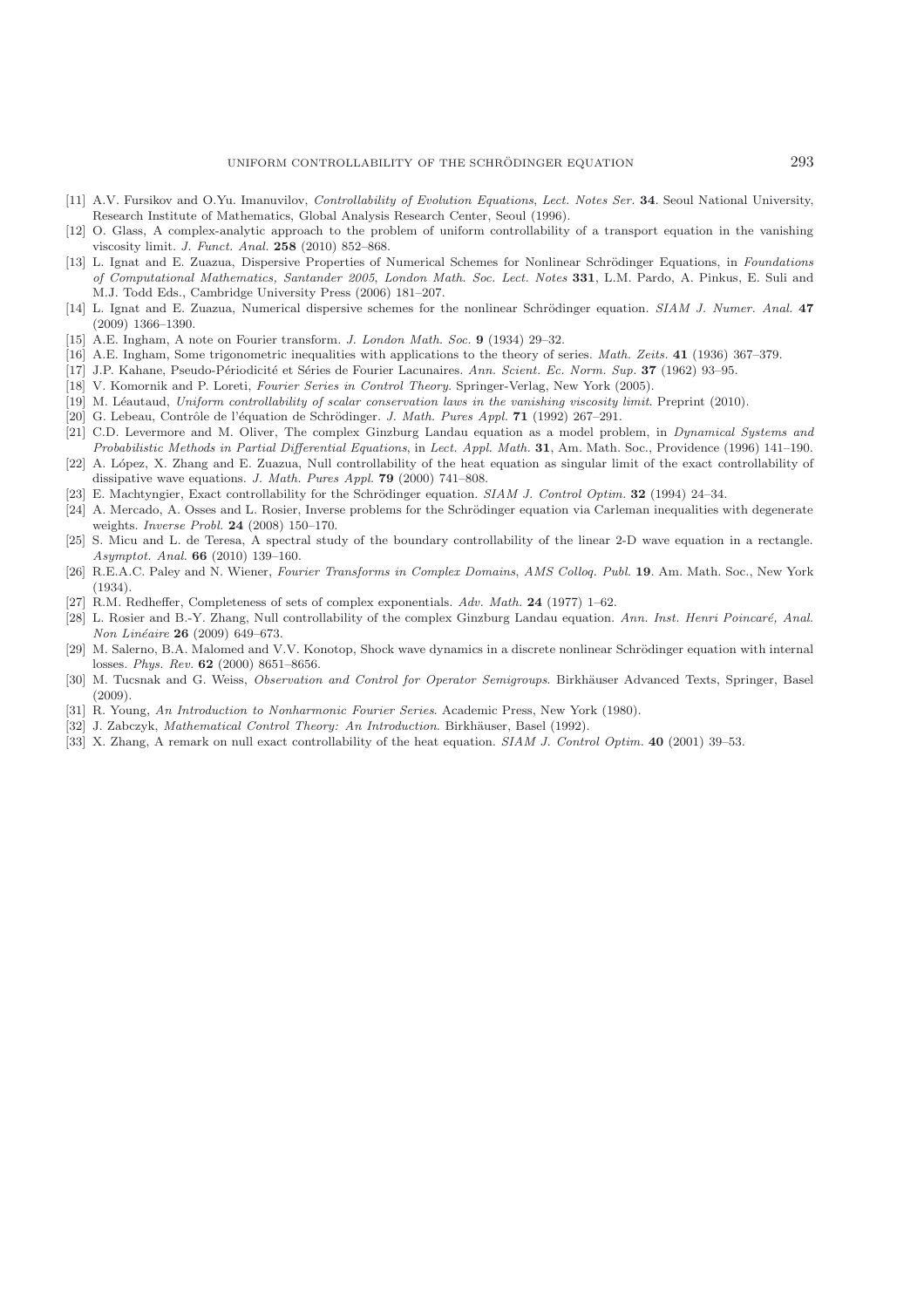[11] A.V. Fursikov and O.Yu. Imanuvilov, *Controllability of Evolution Equations*, *Lect. Notes Ser.* **34**. Seoul National University, Research Institute of Mathematics, Global Analysis Research Center, Seoul (1996).

[12] O. Glass, A complex-analytic approach to the problem of uniform controllability of a transport equation in the vanishing viscosity limit. *J. Funct. Anal.* **258** (2010) 852–868.

[13] L. Ignat and E. Zuazua, Dispersive Properties of Numerical Schemes for Nonlinear Schrödinger Equations, in *Foundations of Computational Mathematics, Santander 2005*, *London Math. Soc. Lect. Notes* **331**, L.M. Pardo, A. Pinkus, E. Suli and M.J. Todd Eds., Cambridge University Press (2006) 181–207.

[14] L. Ignat and E. Zuazua, Numerical dispersive schemes for the nonlinear Schrödinger equation. *SIAM J. Numer. Anal.* **47** (2009) 1366–1390.

[15] A.E. Ingham, A note on Fourier transform. *J. London Math. Soc.* **9** (1934) 29–32.

[16] A.E. Ingham, Some trigonometric inequalities with applications to the theory of series. *Math. Zeits.* **41** (1936) 367–379.

[17] J.P. Kahane, Pseudo-Périodicité et Séries de Fourier Lacunaires. *Ann. Scient. Ec. Norm. Sup.* **37** (1962) 93–95.

[18] V. Komornik and P. Loreti, *Fourier Series in Control Theory*. Springer-Verlag, New York (2005).

[19] M. Léautaud, *Uniform controllability of scalar conservation laws in the vanishing viscosity limit*. Preprint (2010).

[20] G. Lebeau, Contrôle de l'équation de Schrödinger. *J. Math. Pures Appl.* **71** (1992) 267–291.

[21] C.D. Levermore and M. Oliver, The complex Ginzburg Landau equation as a model problem, in *Dynamical Systems and Probabilistic Methods in Partial Differential Equations*, in *Lect. Appl. Math.* **31**, Am. Math. Soc., Providence (1996) 141–190.

[22] A. López, X. Zhang and E. Zuazua, Null controllability of the heat equation as singular limit of the exact controllability of dissipative wave equations. *J. Math. Pures Appl.* **79** (2000) 741–808.

[23] E. Machtyngier, Exact controllability for the Schrödinger equation. *SIAM J. Control Optim.* **32** (1994) 24–34.

[24] A. Mercado, A. Osses and L. Rosier, Inverse problems for the Schrödinger equation via Carleman inequalities with degenerate weights. *Inverse Probl.* **24** (2008) 150–170.

[25] S. Micu and L. de Teresa, A spectral study of the boundary controllability of the linear 2-D wave equation in a rectangle. *Asymptot. Anal.* **66** (2010) 139–160.

[26] R.E.A.C. Paley and N. Wiener, *Fourier Transforms in Complex Domains*, *AMS Colloq. Publ.* **19**. Am. Math. Soc., New York (1934).

[27] R.M. Redheffer, Completeness of sets of complex exponentials. *Adv. Math.* **24** (1977) 1–62.

[28] L. Rosier and B.-Y. Zhang, Null controllability of the complex Ginzburg Landau equation. *Ann. Inst. Henri Poincaré, Anal. Non Linéaire* **26** (2009) 649–673.

[29] M. Salerno, B.A. Malomed and V.V. Konotop, Shock wave dynamics in a discrete nonlinear Schrödinger equation with internal losses. *Phys. Rev.* **62** (2000) 8651–8656.

[30] M. Tucsnak and G. Weiss, *Observation and Control for Operator Semigroups*. Birkhäuser Advanced Texts, Springer, Basel (2009).

[31] R. Young, *An Introduction to Nonharmonic Fourier Series*. Academic Press, New York (1980).

[32] J. Zabczyk, *Mathematical Control Theory: An Introduction*. Birkhäuser, Basel (1992).

[33] X. Zhang, A remark on null exact controllability of the heat equation. *SIAM J. Control Optim.* **40** (2001) 39–53.